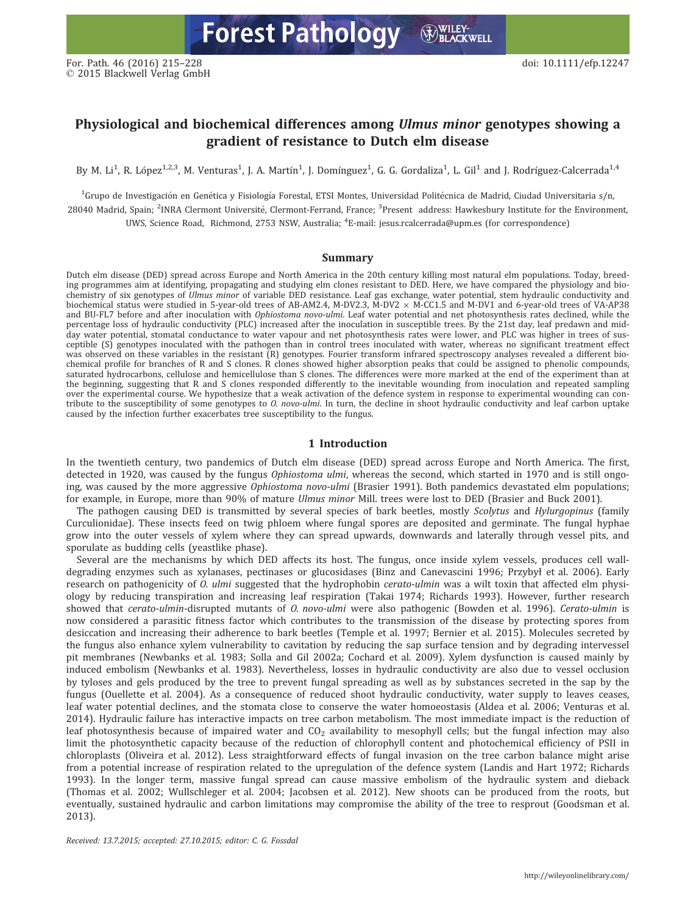# Physiological and biochemical differences among *Ulmus minor* genotypes showing a gradient of resistance to Dutch elm disease

By M. Li[1], R. López[1,2,3], M. Venturas[1], J. A. Martín[1], J. Domínguez[1], G. G. Gordaliza[1], L. Gil[1] and J. Rodríguez-Calcerrada[1,4]

[1]Grupo de Investigación en Genética y Fisiología Forestal, ETSI Montes, Universidad Politécnica de Madrid, Ciudad Universitaria s/n, 28040 Madrid, Spain; [2]INRA Clermont Université, Clermont-Ferrand, France; [3]Present address: Hawkesbury Institute for the Environment, UWS, Science Road, Richmond, 2753 NSW, Australia; [4]E-mail: jesus.rcalcerrada@upm.es (for correspondence)

## Summary

Dutch elm disease (DED) spread across Europe and North America in the 20th century killing most natural elm populations. Today, breeding programmes aim at identifying, propagating and studying elm clones resistant to DED. Here, we have compared the physiology and biochemistry of six genotypes of *Ulmus minor* of variable DED resistance. Leaf gas exchange, water potential, stem hydraulic conductivity and biochemical status were studied in 5-year-old trees of AB-AM2.4, M-DV2.3, M-DV2 × M-CC1.5 and M-DV1 and 6-year-old trees of VA-AP38 and BU-FL7 before and after inoculation with *Ophiostoma novo-ulmi*. Leaf water potential and net photosynthesis rates declined, while the percentage loss of hydraulic conductivity (PLC) increased after the inoculation in susceptible trees. By the 21st day, leaf predawn and midday water potential, stomatal conductance to water vapour and net photosynthesis rates were lower, and PLC was higher in trees of susceptible (S) genotypes inoculated with the pathogen than in control trees inoculated with water, whereas no significant treatment effect was observed on these variables in the resistant (R) genotypes. Fourier transform infrared spectroscopy analyses revealed a different biochemical profile for branches of R and S clones. R clones showed higher absorption peaks that could be assigned to phenolic compounds, saturated hydrocarbons, cellulose and hemicellulose than S clones. The differences were more marked at the end of the experiment than at the beginning, suggesting that R and S clones responded differently to the inevitable wounding from inoculation and repeated sampling over the experimental course. We hypothesize that a weak activation of the defence system in response to experimental wounding can contribute to the susceptibility of some genotypes to *O. novo-ulmi*. In turn, the decline in shoot hydraulic conductivity and leaf carbon uptake caused by the infection further exacerbates tree susceptibility to the fungus.

## 1 Introduction

In the twentieth century, two pandemics of Dutch elm disease (DED) spread across Europe and North America. The first, detected in 1920, was caused by the fungus *Ophiostoma ulmi*, whereas the second, which started in 1970 and is still ongoing, was caused by the more aggressive *Ophiostoma novo-ulmi* (Brasier 1991). Both pandemics devastated elm populations; for example, in Europe, more than 90% of mature *Ulmus minor* Mill. trees were lost to DED (Brasier and Buck 2001).

The pathogen causing DED is transmitted by several species of bark beetles, mostly *Scolytus* and *Hylurgopinus* (family Curculionidae). These insects feed on twig phloem where fungal spores are deposited and germinate. The fungal hyphae grow into the outer vessels of xylem where they can spread upwards, downwards and laterally through vessel pits, and sporulate as budding cells (yeastlike phase).

Several are the mechanisms by which DED affects its host. The fungus, once inside xylem vessels, produces cell wall-degrading enzymes such as xylanases, pectinases or glucosidases (Binz and Canevascini 1996; Przybył et al. 2006). Early research on pathogenicity of *O. ulmi* suggested that the hydrophobin *cerato-ulmin* was a wilt toxin that affected elm physiology by reducing transpiration and increasing leaf respiration (Takai 1974; Richards 1993). However, further research showed that *cerato-ulmin*-disrupted mutants of *O. novo-ulmi* were also pathogenic (Bowden et al. 1996). *Cerato-ulmin* is now considered a parasitic fitness factor which contributes to the transmission of the disease by protecting spores from desiccation and increasing their adherence to bark beetles (Temple et al. 1997; Bernier et al. 2015). Molecules secreted by the fungus also enhance xylem vulnerability to cavitation by reducing the sap surface tension and by degrading intervessel pit membranes (Newbanks et al. 1983; Solla and Gil 2002a; Cochard et al. 2009). Xylem dysfunction is caused mainly by induced embolism (Newbanks et al. 1983). Nevertheless, losses in hydraulic conductivity are also due to vessel occlusion by tyloses and gels produced by the tree to prevent fungal spreading as well as by substances secreted in the sap by the fungus (Ouellette et al. 2004). As a consequence of reduced shoot hydraulic conductivity, water supply to leaves ceases, leaf water potential declines, and the stomata close to conserve the water homoeostasis (Aldea et al. 2006; Venturas et al. 2014). Hydraulic failure has interactive impacts on tree carbon metabolism. The most immediate impact is the reduction of leaf photosynthesis because of impaired water and $CO_2$ availability to mesophyll cells; but the fungal infection may also limit the photosynthetic capacity because of the reduction of chlorophyll content and photochemical efficiency of PSII in chloroplasts (Oliveira et al. 2012). Less straightforward effects of fungal invasion on the tree carbon balance might arise from a potential increase of respiration related to the upregulation of the defence system (Landis and Hart 1972; Richards 1993). In the longer term, massive fungal spread can cause massive embolism of the hydraulic system and dieback (Thomas et al. 2002; Wullschleger et al. 2004; Jacobsen et al. 2012). New shoots can be produced from the roots, but eventually, sustained hydraulic and carbon limitations may compromise the ability of the tree to resprout (Goodsman et al. 2013).

*Received: 13.7.2015; accepted: 27.10.2015; editor: C. G. Fossdal*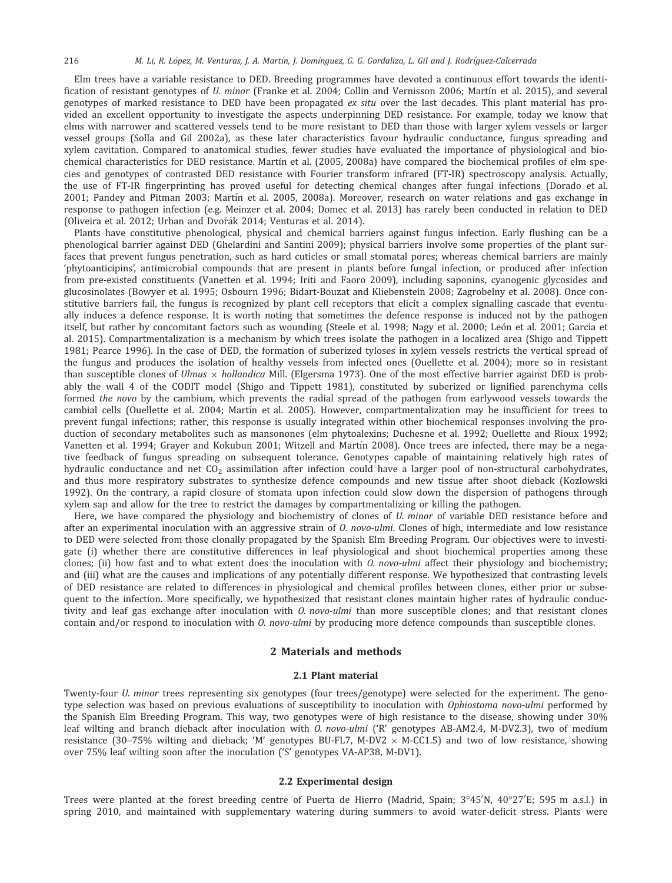Elm trees have a variable resistance to DED. Breeding programmes have devoted a continuous effort towards the identification of resistant genotypes of *U. minor* (Franke et al. 2004; Collin and Vernisson 2006; Martín et al. 2015), and several genotypes of marked resistance to DED have been propagated *ex situ* over the last decades. This plant material has provided an excellent opportunity to investigate the aspects underpinning DED resistance. For example, today we know that elms with narrower and scattered vessels tend to be more resistant to DED than those with larger xylem vessels or larger vessel groups (Solla and Gil 2002a), as these later characteristics favour hydraulic conductance, fungus spreading and xylem cavitation. Compared to anatomical studies, fewer studies have evaluated the importance of physiological and biochemical characteristics for DED resistance. Martín et al. (2005, 2008a) have compared the biochemical profiles of elm species and genotypes of contrasted DED resistance with Fourier transform infrared (FT-IR) spectroscopy analysis. Actually, the use of FT-IR fingerprinting has proved useful for detecting chemical changes after fungal infections (Dorado et al. 2001; Pandey and Pitman 2003; Martín et al. 2005, 2008a). Moreover, research on water relations and gas exchange in response to pathogen infection (e.g. Meinzer et al. 2004; Domec et al. 2013) has rarely been conducted in relation to DED (Oliveira et al. 2012; Urban and Dvořák 2014; Venturas et al. 2014).

Plants have constitutive phenological, physical and chemical barriers against fungus infection. Early flushing can be a phenological barrier against DED (Ghelardini and Santini 2009); physical barriers involve some properties of the plant surfaces that prevent fungus penetration, such as hard cuticles or small stomatal pores; whereas chemical barriers are mainly 'phytoanticipins', antimicrobial compounds that are present in plants before fungal infection, or produced after infection from pre-existed constituents (Vanetten et al. 1994; Iriti and Faoro 2009), including saponins, cyanogenic glycosides and glucosinolates (Bowyer et al. 1995; Osbourn 1996; Bidart-Bouzat and Kliebenstein 2008; Zagrobelny et al. 2008). Once constitutive barriers fail, the fungus is recognized by plant cell receptors that elicit a complex signalling cascade that eventually induces a defence response. It is worth noting that sometimes the defence response is induced not by the pathogen itself, but rather by concomitant factors such as wounding (Steele et al. 1998; Nagy et al. 2000; León et al. 2001; Garcia et al. 2015). Compartmentalization is a mechanism by which trees isolate the pathogen in a localized area (Shigo and Tippett 1981; Pearce 1996). In the case of DED, the formation of suberized tyloses in xylem vessels restricts the vertical spread of the fungus and produces the isolation of healthy vessels from infected ones (Ouellette et al. 2004); more so in resistant than susceptible clones of *Ulmus* × *hollandica* Mill. (Elgersma 1973). One of the most effective barrier against DED is probably the wall 4 of the CODIT model (Shigo and Tippett 1981), constituted by suberized or lignified parenchyma cells formed *the novo* by the cambium, which prevents the radial spread of the pathogen from earlywood vessels towards the cambial cells (Ouellette et al. 2004; Martín et al. 2005). However, compartmentalization may be insufficient for trees to prevent fungal infections; rather, this response is usually integrated within other biochemical responses involving the production of secondary metabolites such as mansonones (elm phytoalexins; Duchesne et al. 1992; Ouellette and Rioux 1992; Vanetten et al. 1994; Grayer and Kokubun 2001; Witzell and Martín 2008). Once trees are infected, there may be a negative feedback of fungus spreading on subsequent tolerance. Genotypes capable of maintaining relatively high rates of hydraulic conductance and net $CO_2$ assimilation after infection could have a larger pool of non-structural carbohydrates, and thus more respiratory substrates to synthesize defence compounds and new tissue after shoot dieback (Kozlowski 1992). On the contrary, a rapid closure of stomata upon infection could slow down the dispersion of pathogens through xylem sap and allow for the tree to restrict the damages by compartmentalizing or killing the pathogen.

Here, we have compared the physiology and biochemistry of clones of *U. minor* of variable DED resistance before and after an experimental inoculation with an aggressive strain of *O. novo-ulmi*. Clones of high, intermediate and low resistance to DED were selected from those clonally propagated by the Spanish Elm Breeding Program. Our objectives were to investigate (i) whether there are constitutive differences in leaf physiological and shoot biochemical properties among these clones; (ii) how fast and to what extent does the inoculation with *O. novo-ulmi* affect their physiology and biochemistry; and (iii) what are the causes and implications of any potentially different response. We hypothesized that contrasting levels of DED resistance are related to differences in physiological and chemical profiles between clones, either prior or subsequent to the infection. More specifically, we hypothesized that resistant clones maintain higher rates of hydraulic conductivity and leaf gas exchange after inoculation with *O. novo-ulmi* than more susceptible clones; and that resistant clones contain and/or respond to inoculation with *O. novo-ulmi* by producing more defence compounds than susceptible clones.

## 2 Materials and methods

### 2.1 Plant material

Twenty-four *U. minor* trees representing six genotypes (four trees/genotype) were selected for the experiment. The genotype selection was based on previous evaluations of susceptibility to inoculation with *Ophiostoma novo-ulmi* performed by the Spanish Elm Breeding Program. This way, two genotypes were of high resistance to the disease, showing under 30% leaf wilting and branch dieback after inoculation with *O. novo-ulmi* ('R' genotypes AB-AM2.4, M-DV2.3), two of medium resistance (30–75% wilting and dieback; 'M' genotypes BU-FL7, M-DV2 × M-CC1.5) and two of low resistance, showing over 75% leaf wilting soon after the inoculation ('S' genotypes VA-AP38, M-DV1).

### 2.2 Experimental design

Trees were planted at the forest breeding centre of Puerta de Hierro (Madrid, Spain; 3°45′N, 40°27′E; 595 m a.s.l.) in spring 2010, and maintained with supplementary watering during summers to avoid water-deficit stress. Plants were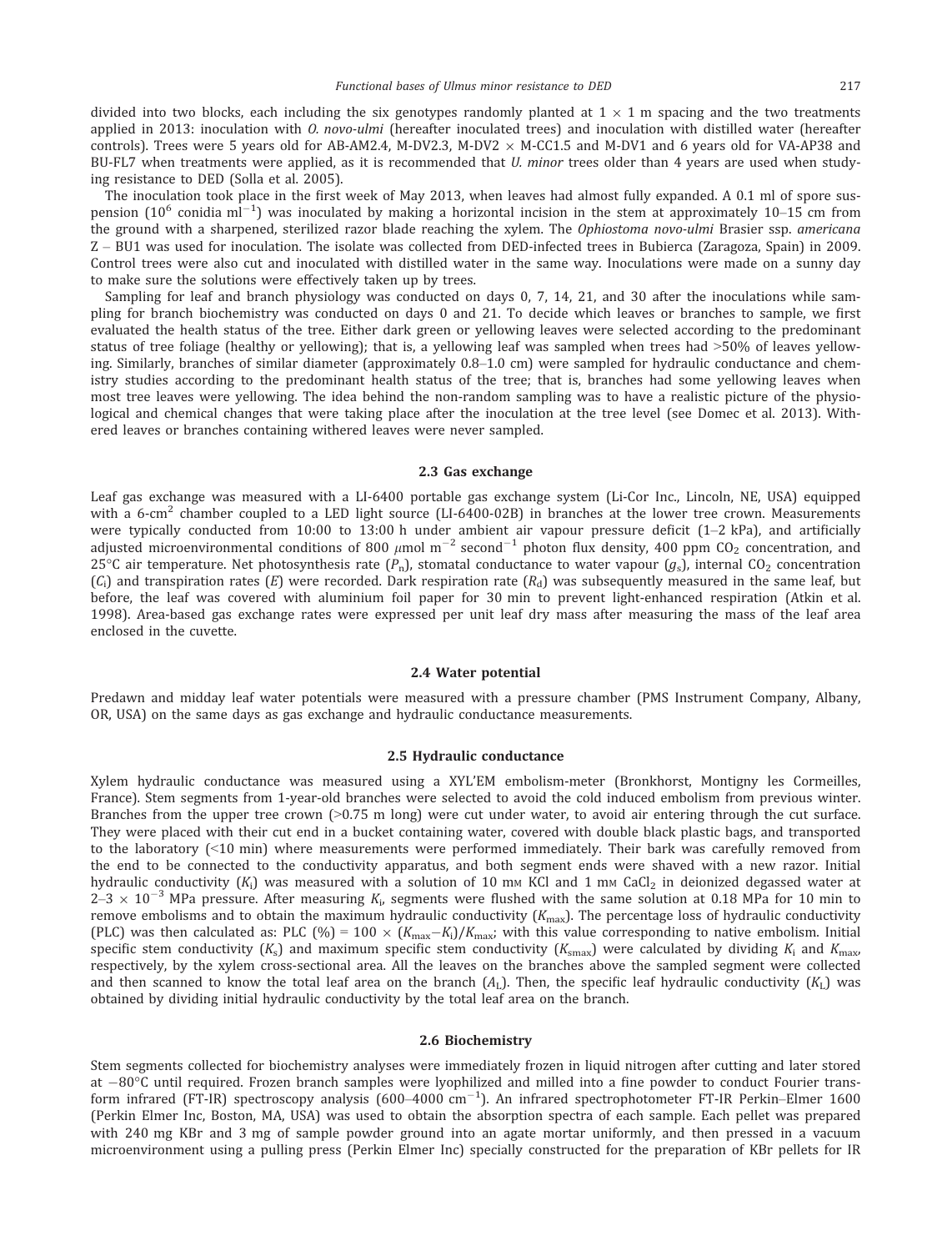divided into two blocks, each including the six genotypes randomly planted at 1 × 1 m spacing and the two treatments applied in 2013: inoculation with *O. novo-ulmi* (hereafter inoculated trees) and inoculation with distilled water (hereafter controls). Trees were 5 years old for AB-AM2.4, M-DV2.3, M-DV2 × M-CC1.5 and M-DV1 and 6 years old for VA-AP38 and BU-FL7 when treatments were applied, as it is recommended that *U. minor* trees older than 4 years are used when studying resistance to DED (Solla et al. 2005).

The inoculation took place in the first week of May 2013, when leaves had almost fully expanded. A 0.1 ml of spore suspension ($10^6$ conidia $ml^{-1}$) was inoculated by making a horizontal incision in the stem at approximately 10–15 cm from the ground with a sharpened, sterilized razor blade reaching the xylem. The *Ophiostoma novo-ulmi* Brasier ssp. *americana* Z – BU1 was used for inoculation. The isolate was collected from DED-infected trees in Bubierca (Zaragoza, Spain) in 2009. Control trees were also cut and inoculated with distilled water in the same way. Inoculations were made on a sunny day to make sure the solutions were effectively taken up by trees.

Sampling for leaf and branch physiology was conducted on days 0, 7, 14, 21, and 30 after the inoculations while sampling for branch biochemistry was conducted on days 0 and 21. To decide which leaves or branches to sample, we first evaluated the health status of the tree. Either dark green or yellowing leaves were selected according to the predominant status of tree foliage (healthy or yellowing); that is, a yellowing leaf was sampled when trees had >50% of leaves yellowing. Similarly, branches of similar diameter (approximately 0.8–1.0 cm) were sampled for hydraulic conductance and chemistry studies according to the predominant health status of the tree; that is, branches had some yellowing leaves when most tree leaves were yellowing. The idea behind the non-random sampling was to have a realistic picture of the physiological and chemical changes that were taking place after the inoculation at the tree level (see Domec et al. 2013). Withered leaves or branches containing withered leaves were never sampled.

### 2.3 Gas exchange

Leaf gas exchange was measured with a LI-6400 portable gas exchange system (Li-Cor Inc., Lincoln, NE, USA) equipped with a 6-$cm^2$ chamber coupled to a LED light source (LI-6400-02B) in branches at the lower tree crown. Measurements were typically conducted from 10:00 to 13:00 h under ambient air vapour pressure deficit (1–2 kPa), and artificially adjusted microenvironmental conditions of 800 $\mu$mol $m^{-2}$ $second^{-1}$ photon flux density, 400 ppm $CO_2$ concentration, and 25°C air temperature. Net photosynthesis rate ($P_n$), stomatal conductance to water vapour ($g_s$), internal $CO_2$ concentration ($C_i$) and transpiration rates ($E$) were recorded. Dark respiration rate ($R_d$) was subsequently measured in the same leaf, but before, the leaf was covered with aluminium foil paper for 30 min to prevent light-enhanced respiration (Atkin et al. 1998). Area-based gas exchange rates were expressed per unit leaf dry mass after measuring the mass of the leaf area enclosed in the cuvette.

### 2.4 Water potential

Predawn and midday leaf water potentials were measured with a pressure chamber (PMS Instrument Company, Albany, OR, USA) on the same days as gas exchange and hydraulic conductance measurements.

### 2.5 Hydraulic conductance

Xylem hydraulic conductance was measured using a XYL'EM embolism-meter (Bronkhorst, Montigny les Cormeilles, France). Stem segments from 1-year-old branches were selected to avoid the cold induced embolism from previous winter. Branches from the upper tree crown (>0.75 m long) were cut under water, to avoid air entering through the cut surface. They were placed with their cut end in a bucket containing water, covered with double black plastic bags, and transported to the laboratory (<10 min) where measurements were performed immediately. Their bark was carefully removed from the end to be connected to the conductivity apparatus, and both segment ends were shaved with a new razor. Initial hydraulic conductivity ($K_i$) was measured with a solution of 10 mM KCl and 1 mM $CaCl_2$ in deionized degassed water at $2–3 \times 10^{-3}$ MPa pressure. After measuring $K_i$, segments were flushed with the same solution at 0.18 MPa for 10 min to remove embolisms and to obtain the maximum hydraulic conductivity ($K_{max}$). The percentage loss of hydraulic conductivity (PLC) was then calculated as: PLC (%) = $100 \times (K_{max}-K_i)/K_{max}$; with this value corresponding to native embolism. Initial specific stem conductivity ($K_s$) and maximum specific stem conductivity ($K_{smax}$) were calculated by dividing $K_i$ and $K_{max}$, respectively, by the xylem cross-sectional area. All the leaves on the branches above the sampled segment were collected and then scanned to know the total leaf area on the branch ($A_L$). Then, the specific leaf hydraulic conductivity ($K_L$) was obtained by dividing initial hydraulic conductivity by the total leaf area on the branch.

### 2.6 Biochemistry

Stem segments collected for biochemistry analyses were immediately frozen in liquid nitrogen after cutting and later stored at −80°C until required. Frozen branch samples were lyophilized and milled into a fine powder to conduct Fourier transform infrared (FT-IR) spectroscopy analysis (600–4000 $cm^{-1}$). An infrared spectrophotometer FT-IR Perkin–Elmer 1600 (Perkin Elmer Inc, Boston, MA, USA) was used to obtain the absorption spectra of each sample. Each pellet was prepared with 240 mg KBr and 3 mg of sample powder ground into an agate mortar uniformly, and then pressed in a vacuum microenvironment using a pulling press (Perkin Elmer Inc) specially constructed for the preparation of KBr pellets for IR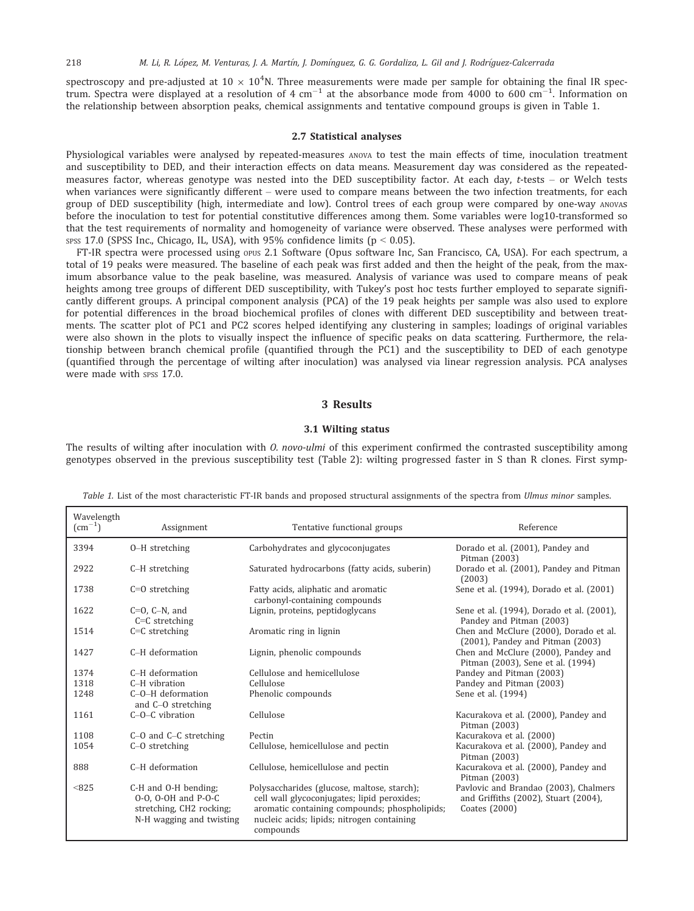spectroscopy and pre-adjusted at $10 \times 10^4$N. Three measurements were made per sample for obtaining the final IR spectrum. Spectra were displayed at a resolution of 4 $cm^{-1}$ at the absorbance mode from 4000 to 600 $cm^{-1}$. Information on the relationship between absorption peaks, chemical assignments and tentative compound groups is given in Table 1.

### 2.7 Statistical analyses

Physiological variables were analysed by repeated-measures ANOVA to test the main effects of time, inoculation treatment and susceptibility to DED, and their interaction effects on data means. Measurement day was considered as the repeated-measures factor, whereas genotype was nested into the DED susceptibility factor. At each day, *t*-tests – or Welch tests when variances were significantly different – were used to compare means between the two infection treatments, for each group of DED susceptibility (high, intermediate and low). Control trees of each group were compared by one-way ANOVAs before the inoculation to test for potential constitutive differences among them. Some variables were log10-transformed so that the test requirements of normality and homogeneity of variance were observed. These analyses were performed with SPSS 17.0 (SPSS Inc., Chicago, IL, USA), with 95% confidence limits ($p < 0.05$).

FT-IR spectra were processed using OPUS 2.1 Software (Opus software Inc, San Francisco, CA, USA). For each spectrum, a total of 19 peaks were measured. The baseline of each peak was first added and then the height of the peak, from the maximum absorbance value to the peak baseline, was measured. Analysis of variance was used to compare means of peak heights among tree groups of different DED susceptibility, with Tukey's post hoc tests further employed to separate significantly different groups. A principal component analysis (PCA) of the 19 peak heights per sample was also used to explore for potential differences in the broad biochemical profiles of clones with different DED susceptibility and between treatments. The scatter plot of PC1 and PC2 scores helped identifying any clustering in samples; loadings of original variables were also shown in the plots to visually inspect the influence of specific peaks on data scattering. Furthermore, the relationship between branch chemical profile (quantified through the PC1) and the susceptibility to DED of each genotype (quantified through the percentage of wilting after inoculation) was analysed via linear regression analysis. PCA analyses were made with SPSS 17.0.

## 3 Results

### 3.1 Wilting status

The results of wilting after inoculation with *O. novo-ulmi* of this experiment confirmed the contrasted susceptibility among genotypes observed in the previous susceptibility test (Table 2): wilting progressed faster in S than R clones. First symp-

*Table 1.* List of the most characteristic FT-IR bands and proposed structural assignments of the spectra from *Ulmus minor* samples.

| Wavelength ($cm^{-1}$) | Assignment | Tentative functional groups | Reference |
|---|---|---|---|
| 3394 | O–H stretching | Carbohydrates and glycoconjugates | Dorado et al. (2001), Pandey and Pitman (2003) |
| 2922 | C–H stretching | Saturated hydrocarbons (fatty acids, suberin) | Dorado et al. (2001), Pandey and Pitman (2003) |
| 1738 | C=O stretching | Fatty acids, aliphatic and aromatic carbonyl-containing compounds | Sene et al. (1994), Dorado et al. (2001) |
| 1622 | C=O, C–N, and C=C stretching | Lignin, proteins, peptidoglycans | Sene et al. (1994), Dorado et al. (2001), Pandey and Pitman (2003) |
| 1514 | C=C stretching | Aromatic ring in lignin | Chen and McClure (2000), Dorado et al. (2001), Pandey and Pitman (2003) |
| 1427 | C–H deformation | Lignin, phenolic compounds | Chen and McClure (2000), Pandey and Pitman (2003), Sene et al. (1994) |
| 1374 | C–H deformation | Cellulose and hemicellulose | Pandey and Pitman (2003) |
| 1318 | C–H vibration | Cellulose | Pandey and Pitman (2003) |
| 1248 | C–O–H deformation and C–O stretching | Phenolic compounds | Sene et al. (1994) |
| 1161 | C–O–C vibration | Cellulose | Kacurakova et al. (2000), Pandey and Pitman (2003) |
| 1108 | C–O and C–C stretching | Pectin | Kacurakova et al. (2000) |
| 1054 | C–O stretching | Cellulose, hemicellulose and pectin | Kacurakova et al. (2000), Pandey and Pitman (2003) |
| 888 | C–H deformation | Cellulose, hemicellulose and pectin | Kacurakova et al. (2000), Pandey and Pitman (2003) |
| <825 | C-H and O-H bending; O-O, O-OH and P-O-C stretching, CH2 rocking; N-H wagging and twisting | Polysaccharides (glucose, maltose, starch); cell wall glycoconjugates; lipid peroxides; aromatic containing compounds; phospholipids; nucleic acids; lipids; nitrogen containing compounds | Pavlovic and Brandao (2003), Chalmers and Griffiths (2002), Stuart (2004), Coates (2000) |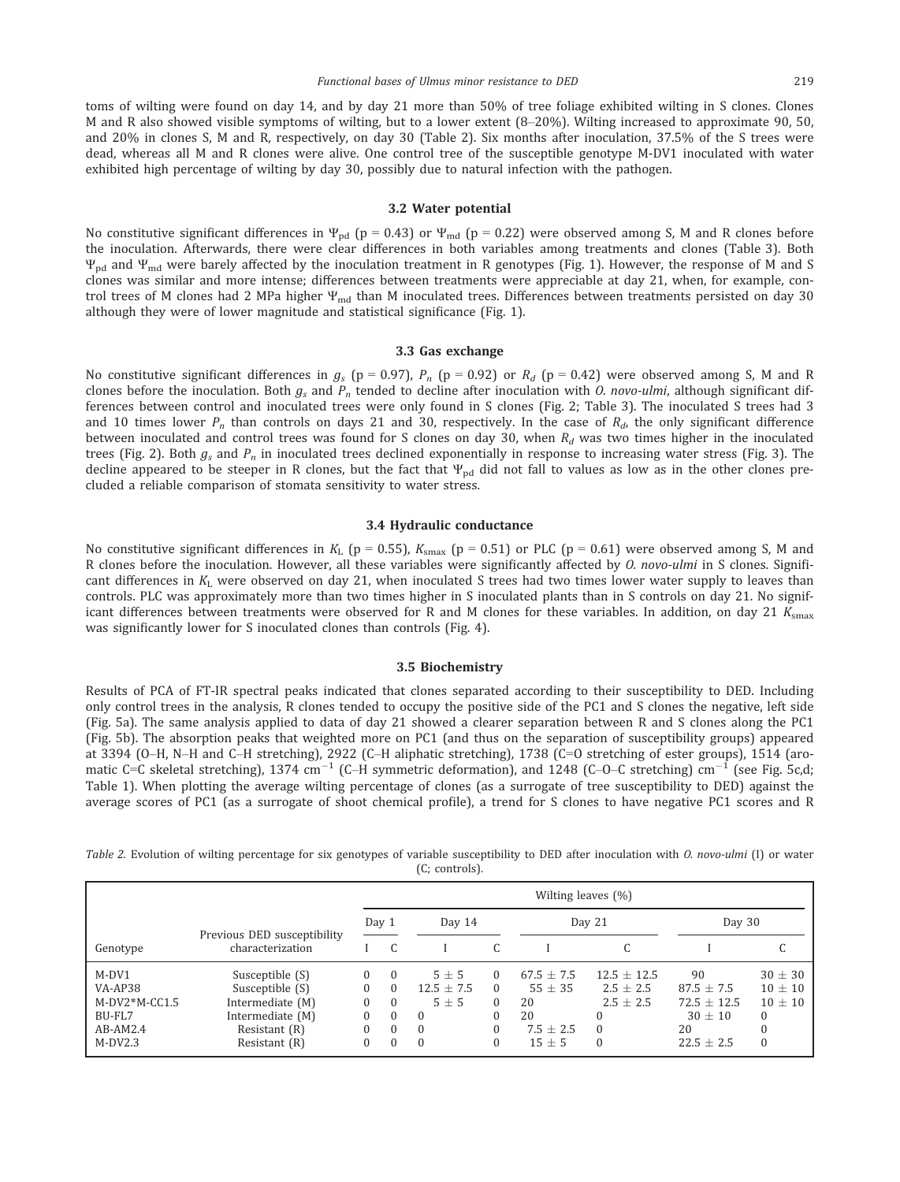toms of wilting were found on day 14, and by day 21 more than 50% of tree foliage exhibited wilting in S clones. Clones M and R also showed visible symptoms of wilting, but to a lower extent (8–20%). Wilting increased to approximate 90, 50, and 20% in clones S, M and R, respectively, on day 30 (Table 2). Six months after inoculation, 37.5% of the S trees were dead, whereas all M and R clones were alive. One control tree of the susceptible genotype M-DV1 inoculated with water exhibited high percentage of wilting by day 30, possibly due to natural infection with the pathogen.

### 3.2 Water potential

No constitutive significant differences in $\Psi_{pd}$ (p = 0.43) or $\Psi_{md}$ (p = 0.22) were observed among S, M and R clones before the inoculation. Afterwards, there were clear differences in both variables among treatments and clones (Table 3). Both $\Psi_{pd}$ and $\Psi_{md}$ were barely affected by the inoculation treatment in R genotypes (Fig. 1). However, the response of M and S clones was similar and more intense; differences between treatments were appreciable at day 21, when, for example, control trees of M clones had 2 MPa higher $\Psi_{md}$ than M inoculated trees. Differences between treatments persisted on day 30 although they were of lower magnitude and statistical significance (Fig. 1).

### 3.3 Gas exchange

No constitutive significant differences in $g_s$ (p = 0.97), $P_n$ (p = 0.92) or $R_d$ (p = 0.42) were observed among S, M and R clones before the inoculation. Both $g_s$ and $P_n$ tended to decline after inoculation with *O. novo-ulmi*, although significant differences between control and inoculated trees were only found in S clones (Fig. 2; Table 3). The inoculated S trees had 3 and 10 times lower $P_n$ than controls on days 21 and 30, respectively. In the case of $R_d$, the only significant difference between inoculated and control trees was found for S clones on day 30, when $R_d$ was two times higher in the inoculated trees (Fig. 2). Both $g_s$ and $P_n$ in inoculated trees declined exponentially in response to increasing water stress (Fig. 3). The decline appeared to be steeper in R clones, but the fact that $\Psi_{pd}$ did not fall to values as low as in the other clones precluded a reliable comparison of stomata sensitivity to water stress.

### 3.4 Hydraulic conductance

No constitutive significant differences in $K_L$ (p = 0.55), $K_{smax}$ (p = 0.51) or PLC (p = 0.61) were observed among S, M and R clones before the inoculation. However, all these variables were significantly affected by *O. novo-ulmi* in S clones. Significant differences in $K_L$ were observed on day 21, when inoculated S trees had two times lower water supply to leaves than controls. PLC was approximately more than two times higher in S inoculated plants than in S controls on day 21. No significant differences between treatments were observed for R and M clones for these variables. In addition, on day 21 $K_{smax}$ was significantly lower for S inoculated clones than controls (Fig. 4).

### 3.5 Biochemistry

Results of PCA of FT-IR spectral peaks indicated that clones separated according to their susceptibility to DED. Including only control trees in the analysis, R clones tended to occupy the positive side of the PC1 and S clones the negative, left side (Fig. 5a). The same analysis applied to data of day 21 showed a clearer separation between R and S clones along the PC1 (Fig. 5b). The absorption peaks that weighted more on PC1 (and thus on the separation of susceptibility groups) appeared at 3394 (O–H, N–H and C–H stretching), 2922 (C–H aliphatic stretching), 1738 (C=O stretching of ester groups), 1514 (aromatic C=C skeletal stretching), 1374 $cm^{-1}$ (C–H symmetric deformation), and 1248 (C–O–C stretching) $cm^{-1}$ (see Fig. 5c,d; Table 1). When plotting the average wilting percentage of clones (as a surrogate of tree susceptibility to DED) against the average scores of PC1 (as a surrogate of shoot chemical profile), a trend for S clones to have negative PC1 scores and R

*Table 2.* Evolution of wilting percentage for six genotypes of variable susceptibility to DED after inoculation with *O. novo-ulmi* (I) or water (C; controls).

| Genotype | Previous DED susceptibility characterization | Wilting leaves (%) | | | | | | | |
|---|---|---|---|---|---|---|---|---|---|
| | | Day 1 | | Day 14 | | Day 21 | | Day 30 | |
| | | I | C | I | C | I | C | I | C |
| M-DV1 | Susceptible (S) | 0 | 0 | 5 ± 5 | 0 | 67.5 ± 7.5 | 12.5 ± 12.5 | 90 | 30 ± 30 |
| VA-AP38 | Susceptible (S) | 0 | 0 | 12.5 ± 7.5 | 0 | 55 ± 35 | 2.5 ± 2.5 | 87.5 ± 7.5 | 10 ± 10 |
| M-DV2*M-CC1.5 | Intermediate (M) | 0 | 0 | 5 ± 5 | 0 | 20 | 2.5 ± 2.5 | 72.5 ± 12.5 | 10 ± 10 |
| BU-FL7 | Intermediate (M) | 0 | 0 | 0 | 0 | 20 | 0 | 30 ± 10 | 0 |
| AB-AM2.4 | Resistant (R) | 0 | 0 | 0 | 0 | 7.5 ± 2.5 | 0 | 20 | 0 |
| M-DV2.3 | Resistant (R) | 0 | 0 | 0 | 0 | 15 ± 5 | 0 | 22.5 ± 2.5 | 0 |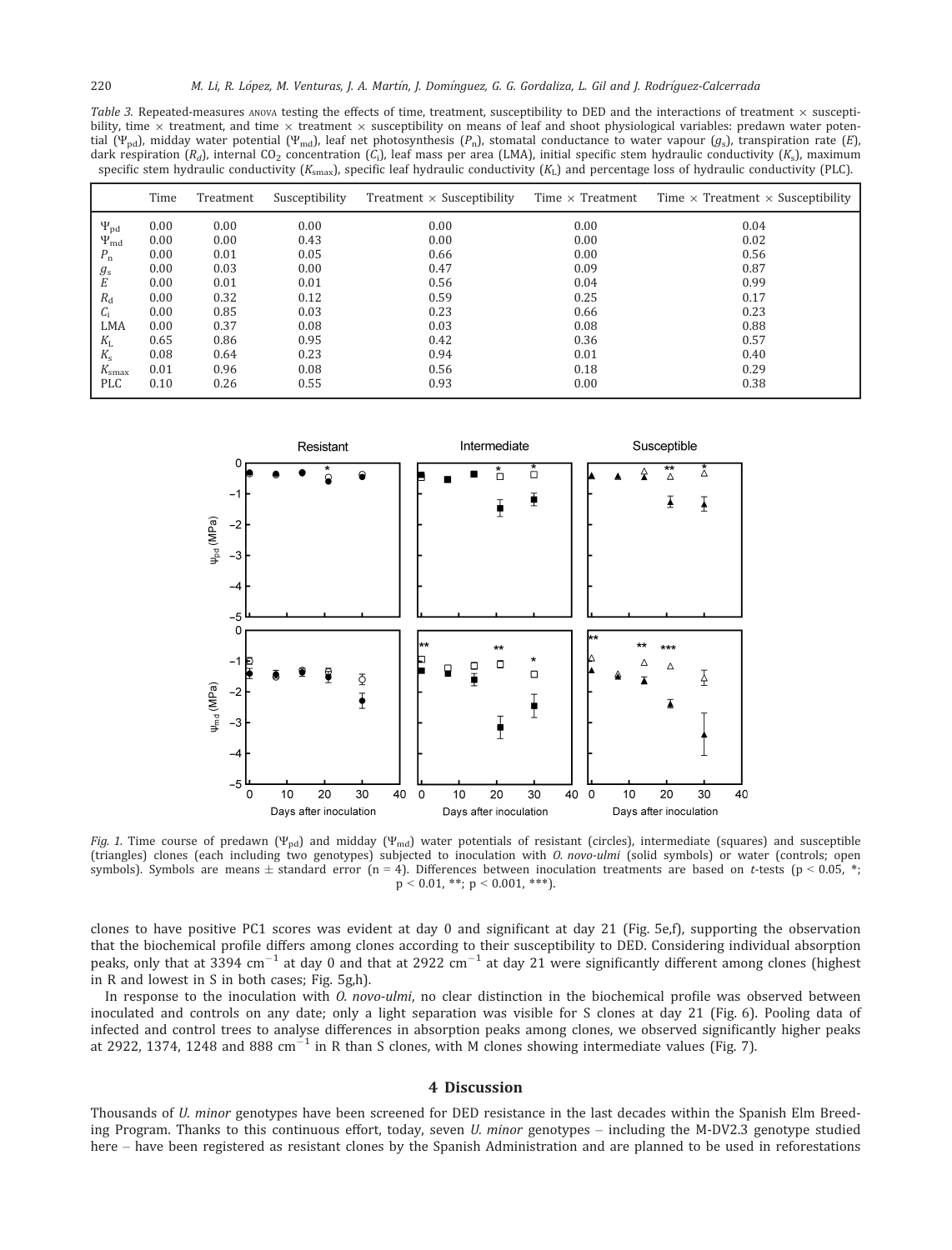*Table 3.* Repeated-measures ANOVA testing the effects of time, treatment, susceptibility to DED and the interactions of treatment × susceptibility, time × treatment, and time × treatment × susceptibility on means of leaf and shoot physiological variables: predawn water potential ($\Psi_{pd}$), midday water potential ($\Psi_{md}$), leaf net photosynthesis ($P_n$), stomatal conductance to water vapour ($g_s$), transpiration rate ($E$), dark respiration ($R_d$), internal $CO_2$ concentration ($C_i$), leaf mass per area (LMA), initial specific stem hydraulic conductivity ($K_s$), maximum specific stem hydraulic conductivity ($K_{smax}$), specific leaf hydraulic conductivity ($K_L$) and percentage loss of hydraulic conductivity (PLC).

| | Time | Treatment | Susceptibility | Treatment × Susceptibility | Time × Treatment | Time × Treatment × Susceptibility |
|---|---|---|---|---|---|---|
| $\Psi_{pd}$ | 0.00 | 0.00 | 0.00 | 0.00 | 0.00 | 0.04 |
| $\Psi_{md}$ | 0.00 | 0.00 | 0.43 | 0.00 | 0.00 | 0.02 |
| $P_n$ | 0.00 | 0.01 | 0.05 | 0.66 | 0.00 | 0.56 |
| $g_s$ | 0.00 | 0.03 | 0.00 | 0.47 | 0.09 | 0.87 |
| $E$ | 0.00 | 0.01 | 0.01 | 0.56 | 0.04 | 0.99 |
| $R_d$ | 0.00 | 0.32 | 0.12 | 0.59 | 0.25 | 0.17 |
| $C_i$ | 0.00 | 0.85 | 0.03 | 0.23 | 0.66 | 0.23 |
| LMA | 0.00 | 0.37 | 0.08 | 0.03 | 0.08 | 0.88 |
| $K_L$ | 0.65 | 0.86 | 0.95 | 0.42 | 0.36 | 0.57 |
| $K_s$ | 0.08 | 0.64 | 0.23 | 0.94 | 0.01 | 0.40 |
| $K_{smax}$ | 0.01 | 0.96 | 0.08 | 0.56 | 0.18 | 0.29 |
| PLC | 0.10 | 0.26 | 0.55 | 0.93 | 0.00 | 0.38 |

*Fig. 1.* Time course of predawn ($\Psi_{pd}$) and midday ($\Psi_{md}$) water potentials of resistant (circles), intermediate (squares) and susceptible (triangles) clones (each including two genotypes) subjected to inoculation with *O. novo-ulmi* (solid symbols) or water (controls; open symbols). Symbols are means ± standard error (n = 4). Differences between inoculation treatments are based on *t*-tests ($p < 0.05$, *; $p < 0.01$, **; $p < 0.001$, ***).

clones to have positive PC1 scores was evident at day 0 and significant at day 21 (Fig. 5e,f), supporting the observation that the biochemical profile differs among clones according to their susceptibility to DED. Considering individual absorption peaks, only that at 3394 $cm^{-1}$ at day 0 and that at 2922 $cm^{-1}$ at day 21 were significantly different among clones (highest in R and lowest in S in both cases; Fig. 5g,h).

In response to the inoculation with *O. novo-ulmi*, no clear distinction in the biochemical profile was observed between inoculated and controls on any date; only a light separation was visible for S clones at day 21 (Fig. 6). Pooling data of infected and control trees to analyse differences in absorption peaks among clones, we observed significantly higher peaks at 2922, 1374, 1248 and 888 $cm^{-1}$ in R than S clones, with M clones showing intermediate values (Fig. 7).

## 4 Discussion

Thousands of *U. minor* genotypes have been screened for DED resistance in the last decades within the Spanish Elm Breeding Program. Thanks to this continuous effort, today, seven *U. minor* genotypes – including the M-DV2.3 genotype studied here – have been registered as resistant clones by the Spanish Administration and are planned to be used in reforestations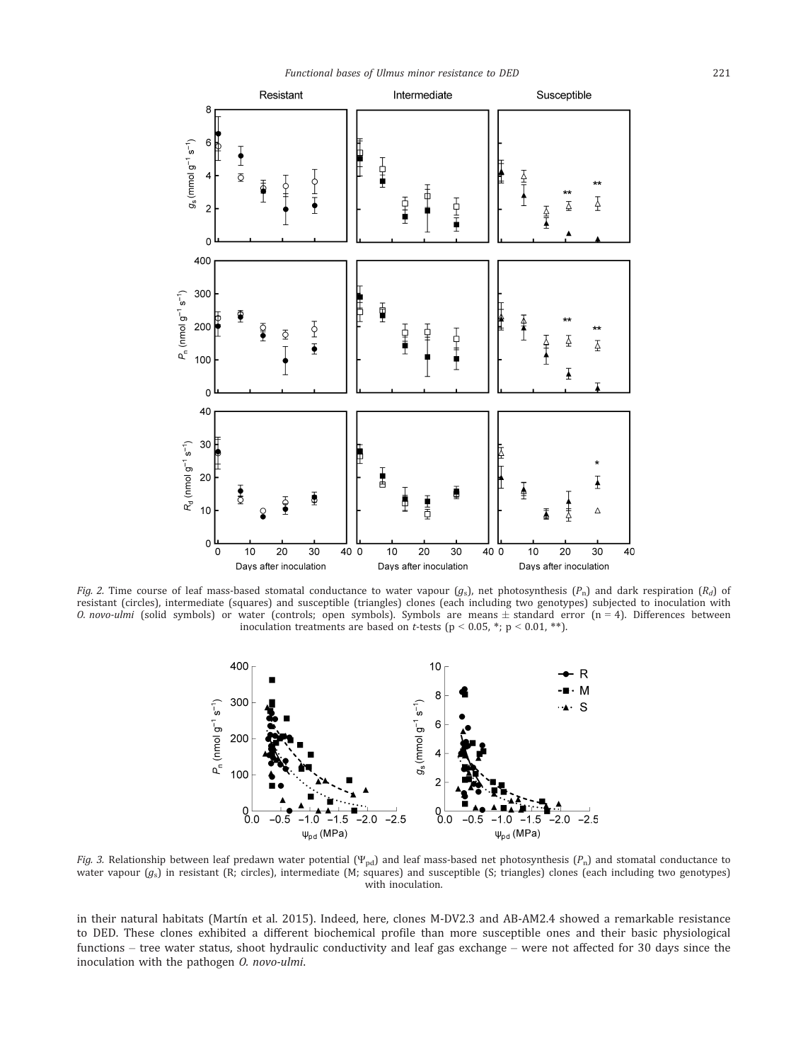*Fig. 2.* Time course of leaf mass-based stomatal conductance to water vapour ($g_s$), net photosynthesis ($P_n$) and dark respiration ($R_d$) of resistant (circles), intermediate (squares) and susceptible (triangles) clones (each including two genotypes) subjected to inoculation with *O. novo-ulmi* (solid symbols) or water (controls; open symbols). Symbols are means ± standard error (n = 4). Differences between inoculation treatments are based on *t*-tests ($p < 0.05$, *; $p < 0.01$, **).

*Fig. 3.* Relationship between leaf predawn water potential ($\Psi_{pd}$) and leaf mass-based net photosynthesis ($P_n$) and stomatal conductance to water vapour ($g_s$) in resistant (R; circles), intermediate (M; squares) and susceptible (S; triangles) clones (each including two genotypes) with inoculation.

in their natural habitats (Martín et al. 2015). Indeed, here, clones M-DV2.3 and AB-AM2.4 showed a remarkable resistance to DED. These clones exhibited a different biochemical profile than more susceptible ones and their basic physiological functions – tree water status, shoot hydraulic conductivity and leaf gas exchange – were not affected for 30 days since the inoculation with the pathogen *O. novo-ulmi*.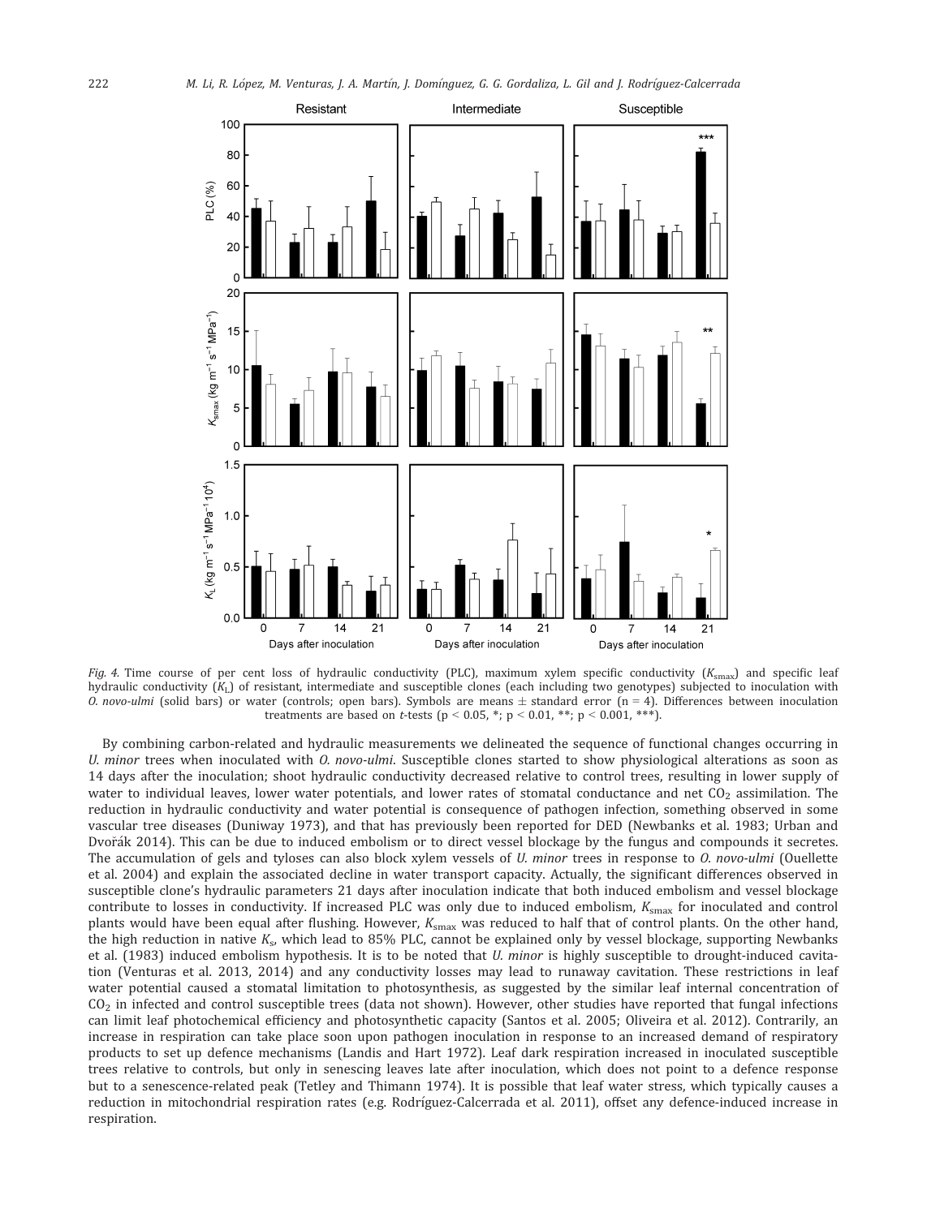*Fig. 4.* Time course of per cent loss of hydraulic conductivity (PLC), maximum xylem specific conductivity ($K_{smax}$) and specific leaf hydraulic conductivity ($K_L$) of resistant, intermediate and susceptible clones (each including two genotypes) subjected to inoculation with *O. novo-ulmi* (solid bars) or water (controls; open bars). Symbols are means ± standard error (n = 4). Differences between inoculation treatments are based on *t*-tests ($p < 0.05$, *; $p < 0.01$, **; $p < 0.001$, ***).

By combining carbon-related and hydraulic measurements we delineated the sequence of functional changes occurring in *U. minor* trees when inoculated with *O. novo-ulmi*. Susceptible clones started to show physiological alterations as soon as 14 days after the inoculation; shoot hydraulic conductivity decreased relative to control trees, resulting in lower supply of water to individual leaves, lower water potentials, and lower rates of stomatal conductance and net $CO_2$ assimilation. The reduction in hydraulic conductivity and water potential is consequence of pathogen infection, something observed in some vascular tree diseases (Duniway 1973), and that has previously been reported for DED (Newbanks et al. 1983; Urban and Dvořák 2014). This can be due to induced embolism or to direct vessel blockage by the fungus and compounds it secretes. The accumulation of gels and tyloses can also block xylem vessels of *U. minor* trees in response to *O. novo-ulmi* (Ouellette et al. 2004) and explain the associated decline in water transport capacity. Actually, the significant differences observed in susceptible clone's hydraulic parameters 21 days after inoculation indicate that both induced embolism and vessel blockage contribute to losses in conductivity. If increased PLC was only due to induced embolism, $K_{smax}$ for inoculated and control plants would have been equal after flushing. However, $K_{smax}$ was reduced to half that of control plants. On the other hand, the high reduction in native $K_s$, which lead to 85% PLC, cannot be explained only by vessel blockage, supporting Newbanks et al. (1983) induced embolism hypothesis. It is to be noted that *U. minor* is highly susceptible to drought-induced cavitation (Venturas et al. 2013, 2014) and any conductivity losses may lead to runaway cavitation. These restrictions in leaf water potential caused a stomatal limitation to photosynthesis, as suggested by the similar leaf internal concentration of $CO_2$ in infected and control susceptible trees (data not shown). However, other studies have reported that fungal infections can limit leaf photochemical efficiency and photosynthetic capacity (Santos et al. 2005; Oliveira et al. 2012). Contrarily, an increase in respiration can take place soon upon pathogen inoculation in response to an increased demand of respiratory products to set up defence mechanisms (Landis and Hart 1972). Leaf dark respiration increased in inoculated susceptible trees relative to controls, but only in senescing leaves late after inoculation, which does not point to a defence response but to a senescence-related peak (Tetley and Thimann 1974). It is possible that leaf water stress, which typically causes a reduction in mitochondrial respiration rates (e.g. Rodríguez-Calcerrada et al. 2011), offset any defence-induced increase in respiration.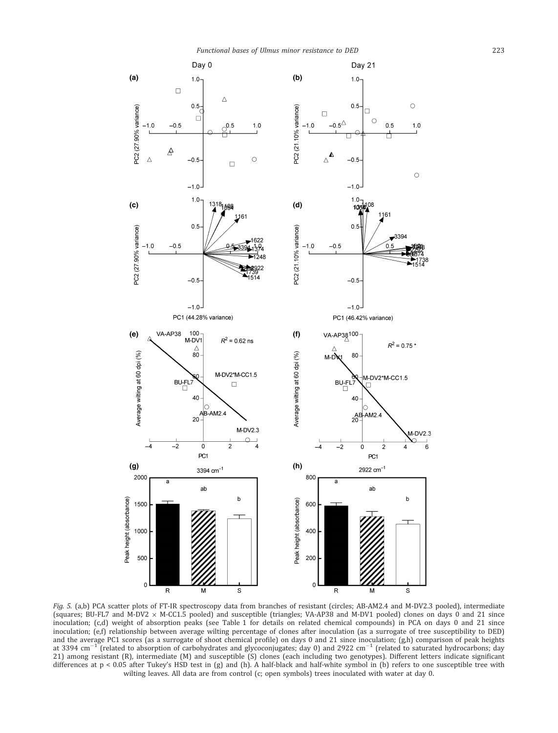*Fig. 5.* (a,b) PCA scatter plots of FT-IR spectroscopy data from branches of resistant (circles; AB-AM2.4 and M-DV2.3 pooled), intermediate (squares; BU-FL7 and M-DV2 × M-CC1.5 pooled) and susceptible (triangles; VA-AP38 and M-DV1 pooled) clones on days 0 and 21 since inoculation; (c,d) weight of absorption peaks (see Table 1 for details on related chemical compounds) in PCA on days 0 and 21 since inoculation; (e,f) relationship between average wilting percentage of clones after inoculation (as a surrogate of tree susceptibility to DED) and the average PC1 scores (as a surrogate of shoot chemical profile) on days 0 and 21 since inoculation; (g,h) comparison of peak heights at 3394 $cm^{-1}$ (related to absorption of carbohydrates and glycoconjugates; day 0) and 2922 $cm^{-1}$ (related to saturated hydrocarbons; day 21) among resistant (R), intermediate (M) and susceptible (S) clones (each including two genotypes). Different letters indicate significant differences at $p < 0.05$ after Tukey's HSD test in (g) and (h). A half-black and half-white symbol in (b) refers to one susceptible tree with wilting leaves. All data are from control (c; open symbols) trees inoculated with water at day 0.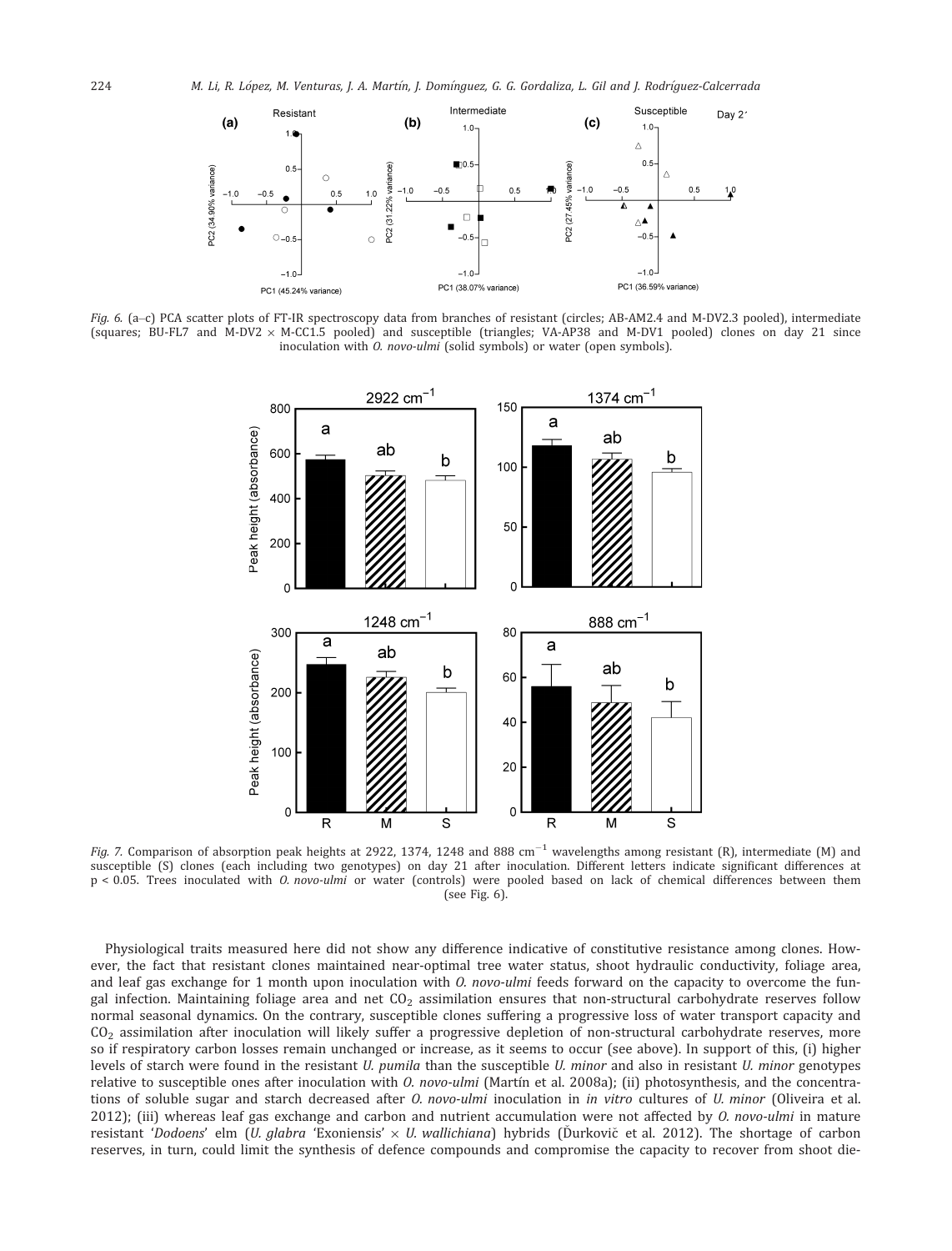*Fig. 6.* (a–c) PCA scatter plots of FT-IR spectroscopy data from branches of resistant (circles; AB-AM2.4 and M-DV2.3 pooled), intermediate (squares; BU-FL7 and M-DV2 × M-CC1.5 pooled) and susceptible (triangles; VA-AP38 and M-DV1 pooled) clones on day 21 since inoculation with *O. novo-ulmi* (solid symbols) or water (open symbols).

*Fig. 7.* Comparison of absorption peak heights at 2922, 1374, 1248 and 888 cm$^{-1}$ wavelengths among resistant (R), intermediate (M) and susceptible (S) clones (each including two genotypes) on day 21 after inoculation. Different letters indicate significant differences at $p < 0.05$. Trees inoculated with *O. novo-ulmi* or water (controls) were pooled based on lack of chemical differences between them (see Fig. 6).

Physiological traits measured here did not show any difference indicative of constitutive resistance among clones. However, the fact that resistant clones maintained near-optimal tree water status, shoot hydraulic conductivity, foliage area, and leaf gas exchange for 1 month upon inoculation with *O. novo-ulmi* feeds forward on the capacity to overcome the fungal infection. Maintaining foliage area and net $CO_2$ assimilation ensures that non-structural carbohydrate reserves follow normal seasonal dynamics. On the contrary, susceptible clones suffering a progressive loss of water transport capacity and $CO_2$ assimilation after inoculation will likely suffer a progressive depletion of non-structural carbohydrate reserves, more so if respiratory carbon losses remain unchanged or increase, as it seems to occur (see above). In support of this, (i) higher levels of starch were found in the resistant *U. pumila* than the susceptible *U. minor* and also in resistant *U. minor* genotypes relative to susceptible ones after inoculation with *O. novo-ulmi* (Martín et al. 2008a); (ii) photosynthesis, and the concentrations of soluble sugar and starch decreased after *O. novo-ulmi* inoculation in *in vitro* cultures of *U. minor* (Oliveira et al. 2012); (iii) whereas leaf gas exchange and carbon and nutrient accumulation were not affected by *O. novo-ulmi* in mature resistant '*Dodoens*' elm (*U. glabra* 'Exoniensis' × *U. wallichiana*) hybrids (Ďurkovič et al. 2012). The shortage of carbon reserves, in turn, could limit the synthesis of defence compounds and compromise the capacity to recover from shoot die-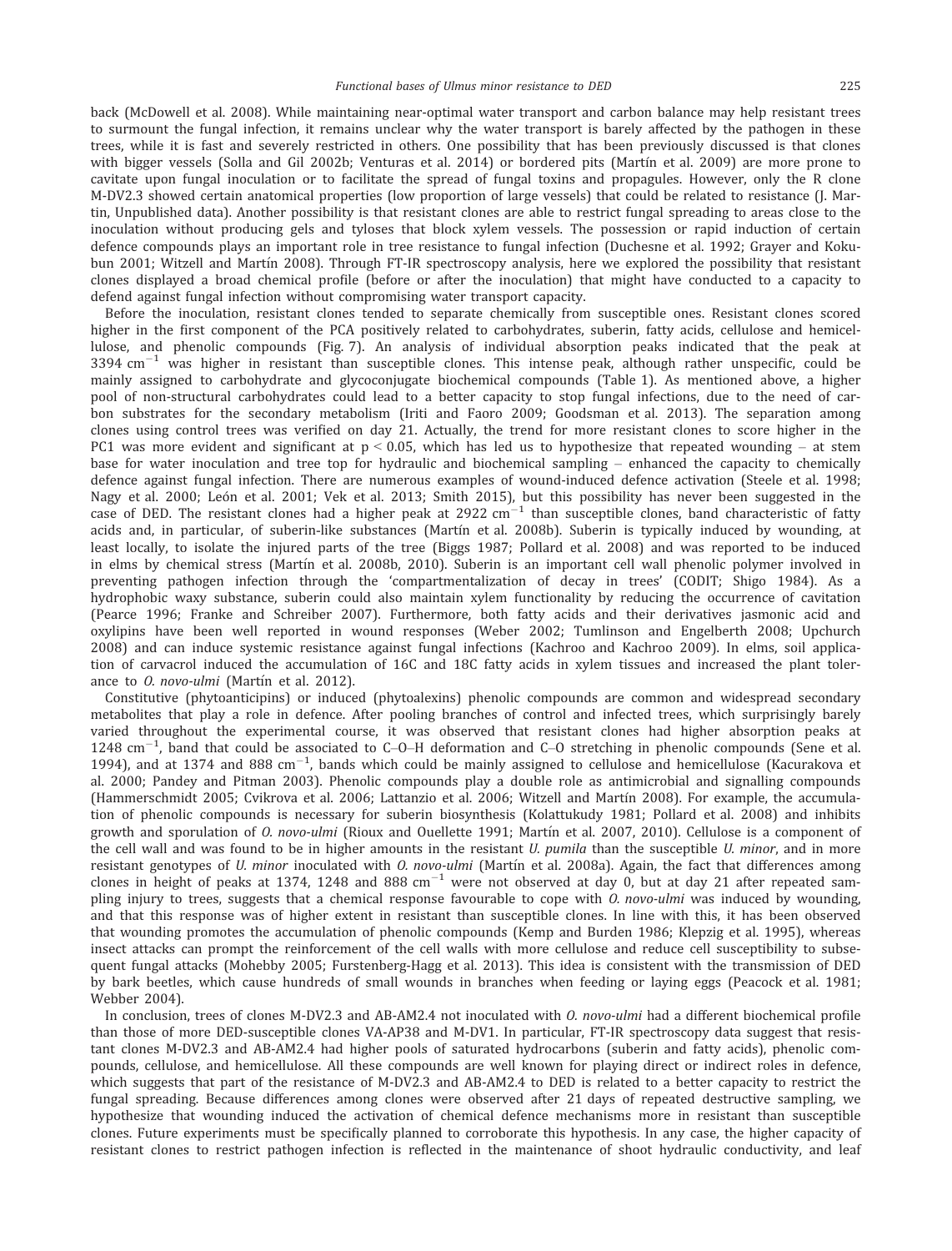back (McDowell et al. 2008). While maintaining near-optimal water transport and carbon balance may help resistant trees to surmount the fungal infection, it remains unclear why the water transport is barely affected by the pathogen in these trees, while it is fast and severely restricted in others. One possibility that has been previously discussed is that clones with bigger vessels (Solla and Gil 2002b; Venturas et al. 2014) or bordered pits (Martín et al. 2009) are more prone to cavitate upon fungal inoculation or to facilitate the spread of fungal toxins and propagules. However, only the R clone M-DV2.3 showed certain anatomical properties (low proportion of large vessels) that could be related to resistance (J. Martin, Unpublished data). Another possibility is that resistant clones are able to restrict fungal spreading to areas close to the inoculation without producing gels and tyloses that block xylem vessels. The possession or rapid induction of certain defence compounds plays an important role in tree resistance to fungal infection (Duchesne et al. 1992; Grayer and Kokubun 2001; Witzell and Martín 2008). Through FT-IR spectroscopy analysis, here we explored the possibility that resistant clones displayed a broad chemical profile (before or after the inoculation) that might have conducted to a capacity to defend against fungal infection without compromising water transport capacity.

Before the inoculation, resistant clones tended to separate chemically from susceptible ones. Resistant clones scored higher in the first component of the PCA positively related to carbohydrates, suberin, fatty acids, cellulose and hemicellulose, and phenolic compounds (Fig. 7). An analysis of individual absorption peaks indicated that the peak at 3394 $cm^{-1}$ was higher in resistant than susceptible clones. This intense peak, although rather unspecific, could be mainly assigned to carbohydrate and glycoconjugate biochemical compounds (Table 1). As mentioned above, a higher pool of non-structural carbohydrates could lead to a better capacity to stop fungal infections, due to the need of carbon substrates for the secondary metabolism (Iriti and Faoro 2009; Goodsman et al. 2013). The separation among clones using control trees was verified on day 21. Actually, the trend for more resistant clones to score higher in the PC1 was more evident and significant at $p < 0.05$, which has led us to hypothesize that repeated wounding – at stem base for water inoculation and tree top for hydraulic and biochemical sampling – enhanced the capacity to chemically defence against fungal infection. There are numerous examples of wound-induced defence activation (Steele et al. 1998; Nagy et al. 2000; León et al. 2001; Vek et al. 2013; Smith 2015), but this possibility has never been suggested in the case of DED. The resistant clones had a higher peak at 2922 $cm^{-1}$ than susceptible clones, band characteristic of fatty acids and, in particular, of suberin-like substances (Martín et al. 2008b). Suberin is typically induced by wounding, at least locally, to isolate the injured parts of the tree (Biggs 1987; Pollard et al. 2008) and was reported to be induced in elms by chemical stress (Martín et al. 2008b, 2010). Suberin is an important cell wall phenolic polymer involved in preventing pathogen infection through the 'compartmentalization of decay in trees' (CODIT; Shigo 1984). As a hydrophobic waxy substance, suberin could also maintain xylem functionality by reducing the occurrence of cavitation (Pearce 1996; Franke and Schreiber 2007). Furthermore, both fatty acids and their derivatives jasmonic acid and oxylipins have been well reported in wound responses (Weber 2002; Tumlinson and Engelberth 2008; Upchurch 2008) and can induce systemic resistance against fungal infections (Kachroo and Kachroo 2009). In elms, soil application of carvacrol induced the accumulation of 16C and 18C fatty acids in xylem tissues and increased the plant tolerance to *O. novo-ulmi* (Martín et al. 2012).

Constitutive (phytoanticipins) or induced (phytoalexins) phenolic compounds are common and widespread secondary metabolites that play a role in defence. After pooling branches of control and infected trees, which surprisingly barely varied throughout the experimental course, it was observed that resistant clones had higher absorption peaks at 1248 $cm^{-1}$, band that could be associated to C–O–H deformation and C–O stretching in phenolic compounds (Sene et al. 1994), and at 1374 and 888 $cm^{-1}$, bands which could be mainly assigned to cellulose and hemicellulose (Kacurakova et al. 2000; Pandey and Pitman 2003). Phenolic compounds play a double role as antimicrobial and signalling compounds (Hammerschmidt 2005; Cvikrova et al. 2006; Lattanzio et al. 2006; Witzell and Martín 2008). For example, the accumulation of phenolic compounds is necessary for suberin biosynthesis (Kolattukudy 1981; Pollard et al. 2008) and inhibits growth and sporulation of *O. novo-ulmi* (Rioux and Ouellette 1991; Martín et al. 2007, 2010). Cellulose is a component of the cell wall and was found to be in higher amounts in the resistant *U. pumila* than the susceptible *U. minor*, and in more resistant genotypes of *U. minor* inoculated with *O. novo-ulmi* (Martín et al. 2008a). Again, the fact that differences among clones in height of peaks at 1374, 1248 and 888 $cm^{-1}$ were not observed at day 0, but at day 21 after repeated sampling injury to trees, suggests that a chemical response favourable to cope with *O. novo-ulmi* was induced by wounding, and that this response was of higher extent in resistant than susceptible clones. In line with this, it has been observed that wounding promotes the accumulation of phenolic compounds (Kemp and Burden 1986; Klepzig et al. 1995), whereas insect attacks can prompt the reinforcement of the cell walls with more cellulose and reduce cell susceptibility to subsequent fungal attacks (Mohebby 2005; Furstenberg-Hagg et al. 2013). This idea is consistent with the transmission of DED by bark beetles, which cause hundreds of small wounds in branches when feeding or laying eggs (Peacock et al. 1981; Webber 2004).

In conclusion, trees of clones M-DV2.3 and AB-AM2.4 not inoculated with *O. novo-ulmi* had a different biochemical profile than those of more DED-susceptible clones VA-AP38 and M-DV1. In particular, FT-IR spectroscopy data suggest that resistant clones M-DV2.3 and AB-AM2.4 had higher pools of saturated hydrocarbons (suberin and fatty acids), phenolic compounds, cellulose, and hemicellulose. All these compounds are well known for playing direct or indirect roles in defence, which suggests that part of the resistance of M-DV2.3 and AB-AM2.4 to DED is related to a better capacity to restrict the fungal spreading. Because differences among clones were observed after 21 days of repeated destructive sampling, we hypothesize that wounding induced the activation of chemical defence mechanisms more in resistant than susceptible clones. Future experiments must be specifically planned to corroborate this hypothesis. In any case, the higher capacity of resistant clones to restrict pathogen infection is reflected in the maintenance of shoot hydraulic conductivity, and leaf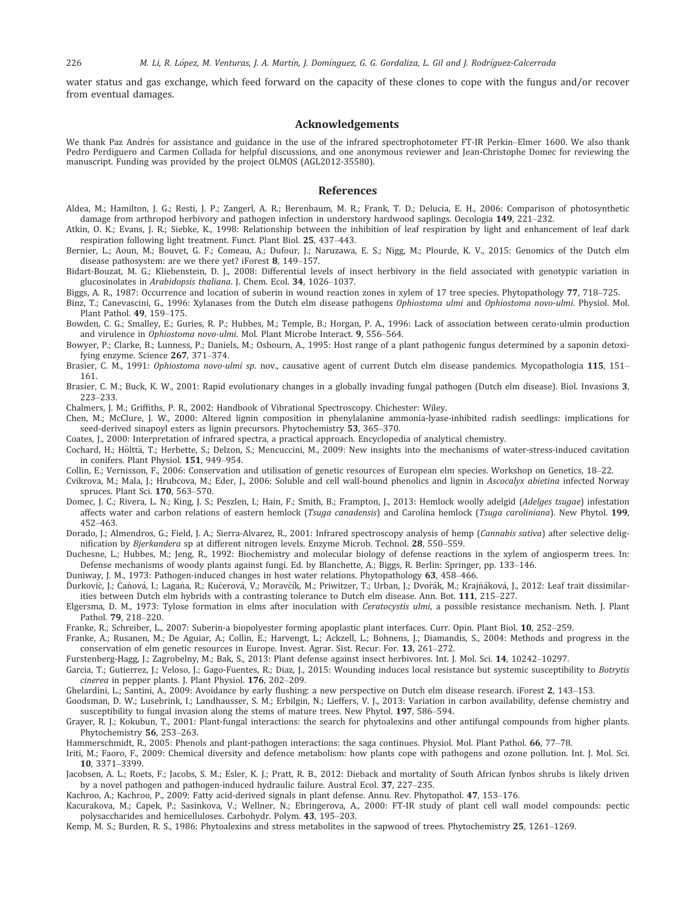water status and gas exchange, which feed forward on the capacity of these clones to cope with the fungus and/or recover from eventual damages.

## Acknowledgements

We thank Paz Andrés for assistance and guidance in the use of the infrared spectrophotometer FT-IR Perkin–Elmer 1600. We also thank Pedro Perdiguero and Carmen Collada for helpful discussions, and one anonymous reviewer and Jean-Christophe Domec for reviewing the manuscript. Funding was provided by the project OLMOS (AGL2012-35580).

## References

Aldea, M.; Hamilton, J. G.; Resti, J. P.; Zangerl, A. R.; Berenbaum, M. R.; Frank, T. D.; Delucia, E. H., 2006: Comparison of photosynthetic damage from arthropod herbivory and pathogen infection in understory hardwood saplings. Oecologia **149**, 221–232.

Atkin, O. K.; Evans, J. R.; Siebke, K., 1998: Relationship between the inhibition of leaf respiration by light and enhancement of leaf dark respiration following light treatment. Funct. Plant Biol. **25**, 437–443.

Bernier, L.; Aoun, M.; Bouvet, G. F.; Comeau, A.; Dufour, J.; Naruzawa, E. S.; Nigg, M.; Plourde, K. V., 2015: Genomics of the Dutch elm disease pathosystem: are we there yet? iForest **8**, 149–157.

Bidart-Bouzat, M. G.; Kliebenstein, D. J., 2008: Differential levels of insect herbivory in the field associated with genotypic variation in glucosinolates in *Arabidopsis thaliana*. J. Chem. Ecol. **34**, 1026–1037.

Biggs, A. R., 1987: Occurrence and location of suberin in wound reaction zones in xylem of 17 tree species. Phytopathology **77**, 718–725.

Binz, T.; Canevascini, G., 1996: Xylanases from the Dutch elm disease pathogens *Ophiostoma ulmi* and *Ophiostoma novo-ulmi*. Physiol. Mol. Plant Pathol. **49**, 159–175.

Bowden, C. G.; Smalley, E.; Guries, R. P.; Hubbes, M.; Temple, B.; Horgan, P. A., 1996: Lack of association between cerato-ulmin production and virulence in *Ophiostoma novo-ulmi*. Mol. Plant Microbe Interact. **9**, 556–564.

Bowyer, P.; Clarke, B.; Lunness, P.; Daniels, M.; Osbourn, A., 1995: Host range of a plant pathogenic fungus determined by a saponin detoxifying enzyme. Science **267**, 371–374.

Brasier, C. M., 1991: *Ophiostoma novo-ulmi sp*. nov., causative agent of current Dutch elm disease pandemics. Mycopathologia **115**, 151–161.

Brasier, C. M.; Buck, K. W., 2001: Rapid evolutionary changes in a globally invading fungal pathogen (Dutch elm disease). Biol. Invasions **3**, 223–233.

Chalmers, J. M.; Griffiths, P. R., 2002: Handbook of Vibrational Spectroscopy. Chichester: Wiley.

Chen, M.; McClure, J. W., 2000: Altered lignin composition in phenylalanine ammonia-lyase-inhibited radish seedlings: implications for seed-derived sinapoyl esters as lignin precursors. Phytochemistry **53**, 365–370.

Coates, J., 2000: Interpretation of infrared spectra, a practical approach. Encyclopedia of analytical chemistry.

Cochard, H.; Hölttä, T.; Herbette, S.; Delzon, S.; Mencuccini, M., 2009: New insights into the mechanisms of water-stress-induced cavitation in conifers. Plant Physiol. **151**, 949–954.

Collin, E.; Vernisson, F., 2006: Conservation and utilisation of genetic resources of European elm species. Workshop on Genetics, 18–22.

Cvikrova, M.; Mala, J.; Hrubcova, M.; Eder, J., 2006: Soluble and cell wall-bound phenolics and lignin in *Ascocalyx abietina* infected Norway spruces. Plant Sci. **170**, 563–570.

Domec, J. C.; Rivera, L. N.; King, J. S.; Peszlen, I.; Hain, F.; Smith, B.; Frampton, J., 2013: Hemlock woolly adelgid (*Adelges tsugae*) infestation affects water and carbon relations of eastern hemlock (*Tsuga canadensis*) and Carolina hemlock (*Tsuga caroliniana*). New Phytol. **199**, 452–463.

Dorado, J.; Almendros, G.; Field, J. A.; Sierra-Alvarez, R., 2001: Infrared spectroscopy analysis of hemp (*Cannabis sativa*) after selective delignification by *Bjerkandera* sp at different nitrogen levels. Enzyme Microb. Technol. **28**, 550–559.

Duchesne, L.; Hubbes, M.; Jeng, R., 1992: Biochemistry and molecular biology of defense reactions in the xylem of angiosperm trees. In: Defense mechanisms of woody plants against fungi. Ed. by Blanchette, A.; Biggs, R. Berlin: Springer, pp. 133–146.

Duniway, J. M., 1973: Pathogen-induced changes in host water relations. Phytopathology **63**, 458–466.

Ďurkovič, J.; Čaňová, I.; Lagaňa, R.; Kučerová, V.; Moravčík, M.; Priwitzer, T.; Urban, J.; Dvořák, M.; Krajňáková, J., 2012: Leaf trait dissimilarities between Dutch elm hybrids with a contrasting tolerance to Dutch elm disease. Ann. Bot. **111**, 215–227.

Elgersma, D. M., 1973: Tylose formation in elms after inoculation with *Ceratocystis ulmi*, a possible resistance mechanism. Neth. J. Plant Pathol. **79**, 218–220.

Franke, R.; Schreiber, L., 2007: Suberin-a biopolyester forming apoplastic plant interfaces. Curr. Opin. Plant Biol. **10**, 252–259.

Franke, A.; Rusanen, M.; De Aguiar, A.; Collin, E.; Harvengt, L.; Ackzell, L.; Bohnens, J.; Diamandis, S., 2004: Methods and progress in the conservation of elm genetic resources in Europe. Invest. Agrar. Sist. Recur. For. **13**, 261–272.

Furstenberg-Hagg, J.; Zagrobelny, M.; Bak, S., 2013: Plant defense against insect herbivores. Int. J. Mol. Sci. **14**, 10242–10297.

Garcia, T.; Gutierrez, J.; Veloso, J.; Gago-Fuentes, R.; Diaz, J., 2015: Wounding induces local resistance but systemic susceptibility to *Botrytis cinerea* in pepper plants. J. Plant Physiol. **176**, 202–209.

Ghelardini, L.; Santini, A., 2009: Avoidance by early flushing: a new perspective on Dutch elm disease research. iForest **2**, 143–153.

Goodsman, D. W.; Lusebrink, I.; Landhausser, S. M.; Erbilgin, N.; Lieffers, V. J., 2013: Variation in carbon availability, defense chemistry and susceptibility to fungal invasion along the stems of mature trees. New Phytol. **197**, 586–594.

Grayer, R. J.; Kokubun, T., 2001: Plant-fungal interactions: the search for phytoalexins and other antifungal compounds from higher plants. Phytochemistry **56**, 253–263.

Hammerschmidt, R., 2005: Phenols and plant-pathogen interactions: the saga continues. Physiol. Mol. Plant Pathol. **66**, 77–78.

Iriti, M.; Faoro, F., 2009: Chemical diversity and defence metabolism: how plants cope with pathogens and ozone pollution. Int. J. Mol. Sci. **10**, 3371–3399.

Jacobsen, A. L.; Roets, F.; Jacobs, S. M.; Esler, K. J.; Pratt, R. B., 2012: Dieback and mortality of South African fynbos shrubs is likely driven by a novel pathogen and pathogen-induced hydraulic failure. Austral Ecol. **37**, 227–235.

Kachroo, A.; Kachroo, P., 2009: Fatty acid-derived signals in plant defense. Annu. Rev. Phytopathol. **47**, 153–176.

Kacurakova, M.; Capek, P.; Sasinkova, V.; Wellner, N.; Ebringerova, A., 2000: FT-IR study of plant cell wall model compounds: pectic polysaccharides and hemicelluloses. Carbohydr. Polym. **43**, 195–203.

Kemp, M. S.; Burden, R. S., 1986: Phytoalexins and stress metabolites in the sapwood of trees. Phytochemistry **25**, 1261–1269.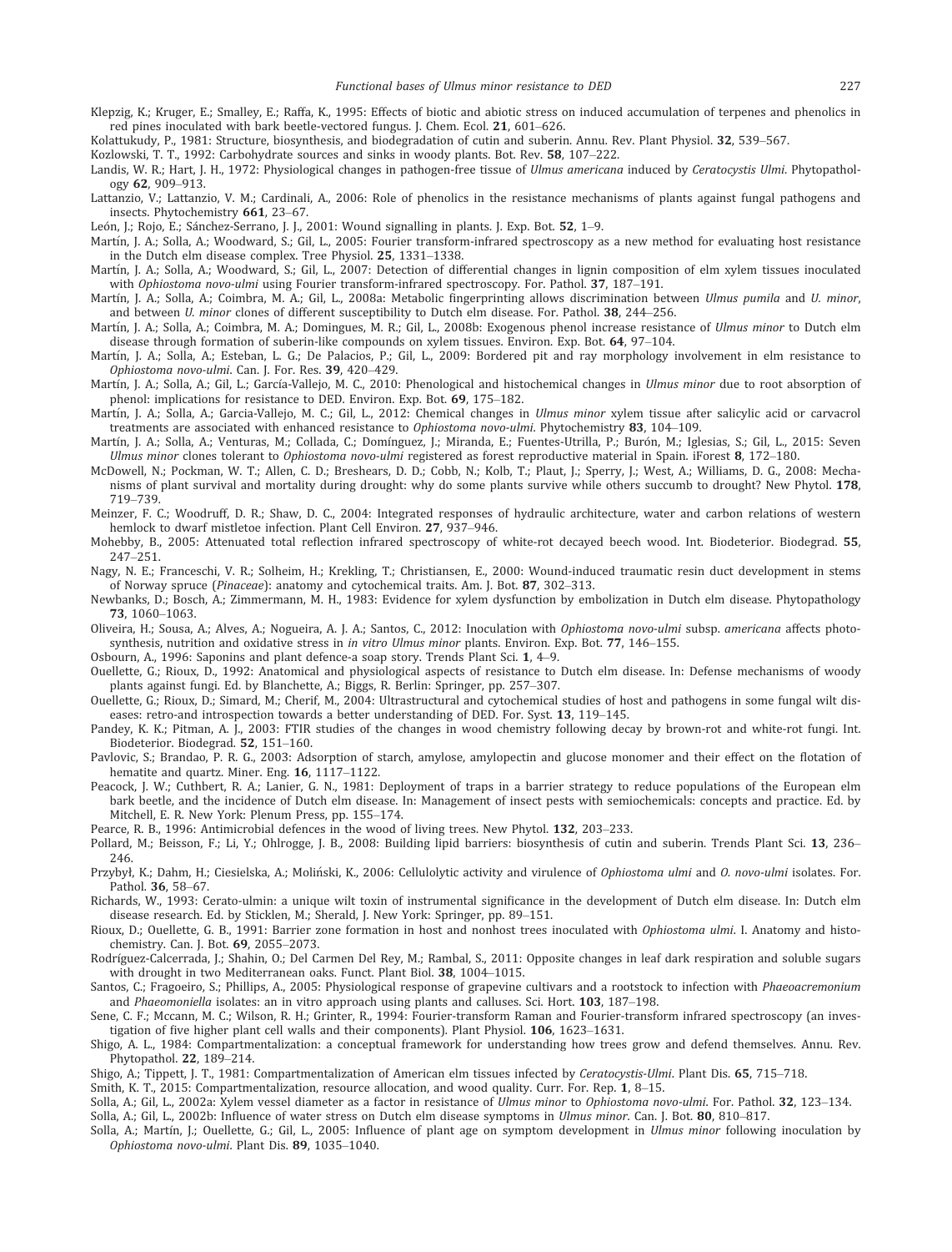Klepzig, K.; Kruger, E.; Smalley, E.; Raffa, K., 1995: Effects of biotic and abiotic stress on induced accumulation of terpenes and phenolics in red pines inoculated with bark beetle-vectored fungus. J. Chem. Ecol. **21**, 601–626.

Kolattukudy, P., 1981: Structure, biosynthesis, and biodegradation of cutin and suberin. Annu. Rev. Plant Physiol. **32**, 539–567.

Kozlowski, T. T., 1992: Carbohydrate sources and sinks in woody plants. Bot. Rev. **58**, 107–222.

Landis, W. R.; Hart, J. H., 1972: Physiological changes in pathogen-free tissue of *Ulmus americana* induced by *Ceratocystis Ulmi*. Phytopathology **62**, 909–913.

Lattanzio, V.; Lattanzio, V. M.; Cardinali, A., 2006: Role of phenolics in the resistance mechanisms of plants against fungal pathogens and insects. Phytochemistry **661**, 23–67.

León, J.; Rojo, E.; Sánchez-Serrano, J. J., 2001: Wound signalling in plants. J. Exp. Bot. **52**, 1–9.

Martín, J. A.; Solla, A.; Woodward, S.; Gil, L., 2005: Fourier transform-infrared spectroscopy as a new method for evaluating host resistance in the Dutch elm disease complex. Tree Physiol. **25**, 1331–1338.

Martín, J. A.; Solla, A.; Woodward, S.; Gil, L., 2007: Detection of differential changes in lignin composition of elm xylem tissues inoculated with *Ophiostoma novo-ulmi* using Fourier transform-infrared spectroscopy. For. Pathol. **37**, 187–191.

Martín, J. A.; Solla, A.; Coimbra, M. A.; Gil, L., 2008a: Metabolic fingerprinting allows discrimination between *Ulmus pumila* and *U. minor*, and between *U. minor* clones of different susceptibility to Dutch elm disease. For. Pathol. **38**, 244–256.

Martín, J. A.; Solla, A.; Coimbra, M. A.; Domingues, M. R.; Gil, L., 2008b: Exogenous phenol increase resistance of *Ulmus minor* to Dutch elm disease through formation of suberin-like compounds on xylem tissues. Environ. Exp. Bot. **64**, 97–104.

Martín, J. A.; Solla, A.; Esteban, L. G.; De Palacios, P.; Gil, L., 2009: Bordered pit and ray morphology involvement in elm resistance to *Ophiostoma novo-ulmi*. Can. J. For. Res. **39**, 420–429.

Martín, J. A.; Solla, A.; Gil, L.; García-Vallejo, M. C., 2010: Phenological and histochemical changes in *Ulmus minor* due to root absorption of phenol: implications for resistance to DED. Environ. Exp. Bot. **69**, 175–182.

Martín, J. A.; Solla, A.; Garcia-Vallejo, M. C.; Gil, L., 2012: Chemical changes in *Ulmus minor* xylem tissue after salicylic acid or carvacrol treatments are associated with enhanced resistance to *Ophiostoma novo-ulmi*. Phytochemistry **83**, 104–109.

Martín, J. A.; Solla, A.; Venturas, M.; Collada, C.; Domínguez, J.; Miranda, E.; Fuentes-Utrilla, P.; Burón, M.; Iglesias, S.; Gil, L., 2015: Seven *Ulmus minor* clones tolerant to *Ophiostoma novo-ulmi* registered as forest reproductive material in Spain. iForest **8**, 172–180.

McDowell, N.; Pockman, W. T.; Allen, C. D.; Breshears, D. D.; Cobb, N.; Kolb, T.; Plaut, J.; Sperry, J.; West, A.; Williams, D. G., 2008: Mechanisms of plant survival and mortality during drought: why do some plants survive while others succumb to drought? New Phytol. **178**, 719–739.

Meinzer, F. C.; Woodruff, D. R.; Shaw, D. C., 2004: Integrated responses of hydraulic architecture, water and carbon relations of western hemlock to dwarf mistletoe infection. Plant Cell Environ. **27**, 937–946.

Mohebby, B., 2005: Attenuated total reflection infrared spectroscopy of white-rot decayed beech wood. Int. Biodeterior. Biodegrad. **55**, 247–251.

Nagy, N. E.; Franceschi, V. R.; Solheim, H.; Krekling, T.; Christiansen, E., 2000: Wound-induced traumatic resin duct development in stems of Norway spruce (*Pinaceae*): anatomy and cytochemical traits. Am. J. Bot. **87**, 302–313.

Newbanks, D.; Bosch, A.; Zimmermann, M. H., 1983: Evidence for xylem dysfunction by embolization in Dutch elm disease. Phytopathology **73**, 1060–1063.

Oliveira, H.; Sousa, A.; Alves, A.; Nogueira, A. J. A.; Santos, C., 2012: Inoculation with *Ophiostoma novo-ulmi* subsp. *americana* affects photosynthesis, nutrition and oxidative stress in *in vitro Ulmus minor* plants. Environ. Exp. Bot. **77**, 146–155.

Osbourn, A., 1996: Saponins and plant defence-a soap story. Trends Plant Sci. **1**, 4–9.

Ouellette, G.; Rioux, D., 1992: Anatomical and physiological aspects of resistance to Dutch elm disease. In: Defense mechanisms of woody plants against fungi. Ed. by Blanchette, A.; Biggs, R. Berlin: Springer, pp. 257–307.

Ouellette, G.; Rioux, D.; Simard, M.; Cherif, M., 2004: Ultrastructural and cytochemical studies of host and pathogens in some fungal wilt diseases: retro-and introspection towards a better understanding of DED. For. Syst. **13**, 119–145.

Pandey, K. K.; Pitman, A. J., 2003: FTIR studies of the changes in wood chemistry following decay by brown-rot and white-rot fungi. Int. Biodeterior. Biodegrad. **52**, 151–160.

Pavlovic, S.; Brandao, P. R. G., 2003: Adsorption of starch, amylose, amylopectin and glucose monomer and their effect on the flotation of hematite and quartz. Miner. Eng. **16**, 1117–1122.

Peacock, J. W.; Cuthbert, R. A.; Lanier, G. N., 1981: Deployment of traps in a barrier strategy to reduce populations of the European elm bark beetle, and the incidence of Dutch elm disease. In: Management of insect pests with semiochemicals: concepts and practice. Ed. by Mitchell, E. R. New York: Plenum Press, pp. 155–174.

Pearce, R. B., 1996: Antimicrobial defences in the wood of living trees. New Phytol. **132**, 203–233.

Pollard, M.; Beisson, F.; Li, Y.; Ohlrogge, J. B., 2008: Building lipid barriers: biosynthesis of cutin and suberin. Trends Plant Sci. **13**, 236–246.

Przybył, K.; Dahm, H.; Ciesielska, A.; Moliński, K., 2006: Cellulolytic activity and virulence of *Ophiostoma ulmi* and *O. novo-ulmi* isolates. For. Pathol. **36**, 58–67.

Richards, W., 1993: Cerato-ulmin: a unique wilt toxin of instrumental significance in the development of Dutch elm disease. In: Dutch elm disease research. Ed. by Sticklen, M.; Sherald, J. New York: Springer, pp. 89–151.

Rioux, D.; Ouellette, G. B., 1991: Barrier zone formation in host and nonhost trees inoculated with *Ophiostoma ulmi*. I. Anatomy and histochemistry. Can. J. Bot. **69**, 2055–2073.

Rodríguez-Calcerrada, J.; Shahin, O.; Del Carmen Del Rey, M.; Rambal, S., 2011: Opposite changes in leaf dark respiration and soluble sugars with drought in two Mediterranean oaks. Funct. Plant Biol. **38**, 1004–1015.

Santos, C.; Fragoeiro, S.; Phillips, A., 2005: Physiological response of grapevine cultivars and a rootstock to infection with *Phaeoacremonium* and *Phaeomoniella* isolates: an in vitro approach using plants and calluses. Sci. Hort. **103**, 187–198.

Sene, C. F.; Mccann, M. C.; Wilson, R. H.; Grinter, R., 1994: Fourier-transform Raman and Fourier-transform infrared spectroscopy (an investigation of five higher plant cell walls and their components). Plant Physiol. **106**, 1623–1631.

Shigo, A. L., 1984: Compartmentalization: a conceptual framework for understanding how trees grow and defend themselves. Annu. Rev. Phytopathol. **22**, 189–214.

Shigo, A. L.; Tippett, J. T., 1981: Compartmentalization of American elm tissues infected by *Ceratocystis-Ulmi*. Plant Dis. **65**, 715–718.

Smith, K. T., 2015: Compartmentalization, resource allocation, and wood quality. Curr. For. Rep. **1**, 8–15.

Solla, A.; Gil, L., 2002a: Xylem vessel diameter as a factor in resistance of *Ulmus minor* to *Ophiostoma novo-ulmi*. For. Pathol. **32**, 123–134.

Solla, A.; Gil, L., 2002b: Influence of water stress on Dutch elm disease symptoms in *Ulmus minor*. Can. J. Bot. **80**, 810–817.

Solla, A.; Martín, J.; Ouellette, G.; Gil, L., 2005: Influence of plant age on symptom development in *Ulmus minor* following inoculation by *Ophiostoma novo-ulmi*. Plant Dis. **89**, 1035–1040.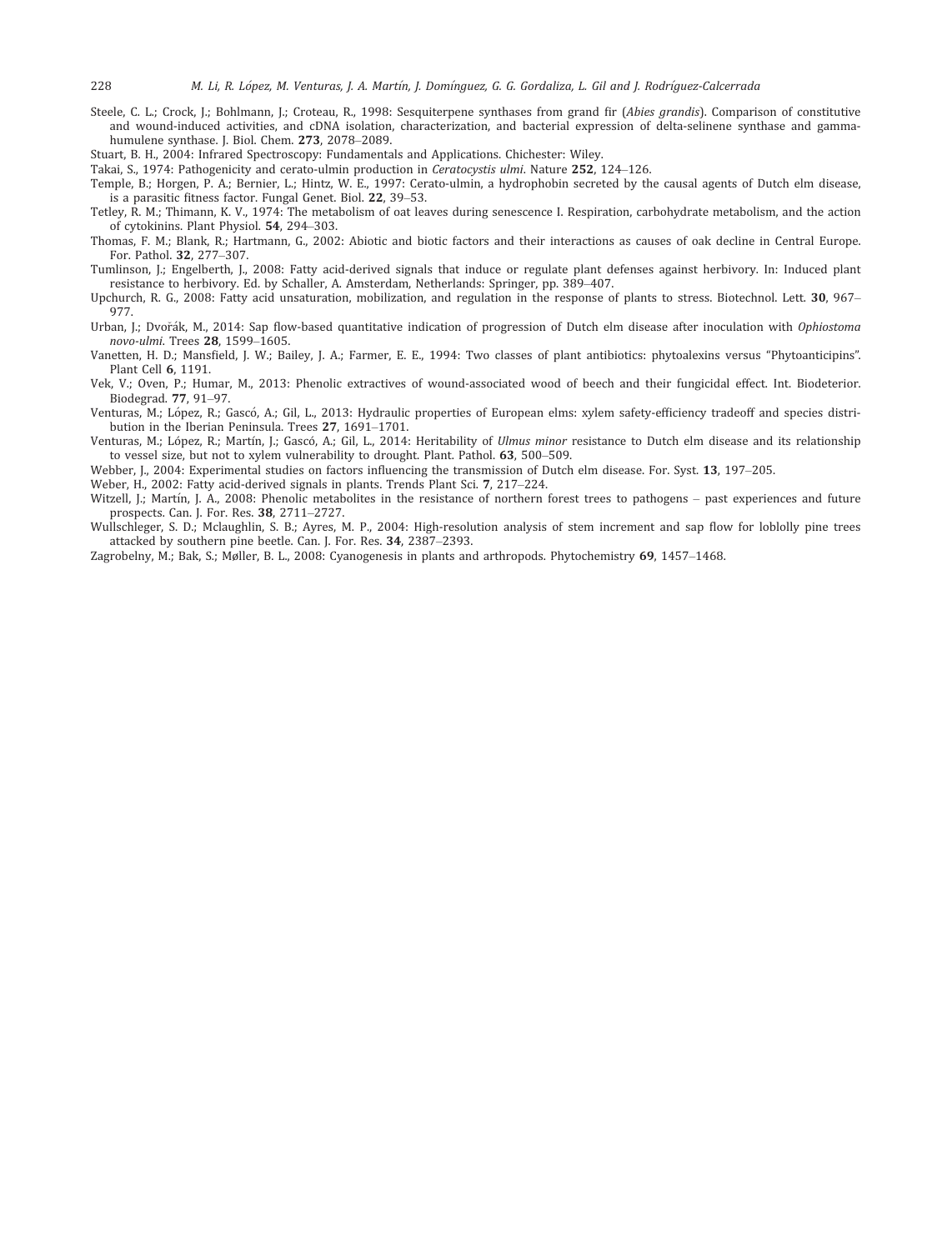Steele, C. L.; Crock, J.; Bohlmann, J.; Croteau, R., 1998: Sesquiterpene synthases from grand fir (*Abies grandis*). Comparison of constitutive and wound-induced activities, and cDNA isolation, characterization, and bacterial expression of delta-selinene synthase and gamma-humulene synthase. J. Biol. Chem. **273**, 2078–2089.

Stuart, B. H., 2004: Infrared Spectroscopy: Fundamentals and Applications. Chichester: Wiley.

Takai, S., 1974: Pathogenicity and cerato-ulmin production in *Ceratocystis ulmi*. Nature **252**, 124–126.

Temple, B.; Horgen, P. A.; Bernier, L.; Hintz, W. E., 1997: Cerato-ulmin, a hydrophobin secreted by the causal agents of Dutch elm disease, is a parasitic fitness factor. Fungal Genet. Biol. **22**, 39–53.

Tetley, R. M.; Thimann, K. V., 1974: The metabolism of oat leaves during senescence I. Respiration, carbohydrate metabolism, and the action of cytokinins. Plant Physiol. **54**, 294–303.

Thomas, F. M.; Blank, R.; Hartmann, G., 2002: Abiotic and biotic factors and their interactions as causes of oak decline in Central Europe. For. Pathol. **32**, 277–307.

Tumlinson, J.; Engelberth, J., 2008: Fatty acid-derived signals that induce or regulate plant defenses against herbivory. In: Induced plant resistance to herbivory. Ed. by Schaller, A. Amsterdam, Netherlands: Springer, pp. 389–407.

Upchurch, R. G., 2008: Fatty acid unsaturation, mobilization, and regulation in the response of plants to stress. Biotechnol. Lett. **30**, 967–977.

Urban, J.; Dvořák, M., 2014: Sap flow-based quantitative indication of progression of Dutch elm disease after inoculation with *Ophiostoma novo-ulmi*. Trees **28**, 1599–1605.

Vanetten, H. D.; Mansfield, J. W.; Bailey, J. A.; Farmer, E. E., 1994: Two classes of plant antibiotics: phytoalexins versus "Phytoanticipins". Plant Cell **6**, 1191.

Vek, V.; Oven, P.; Humar, M., 2013: Phenolic extractives of wound-associated wood of beech and their fungicidal effect. Int. Biodeterior. Biodegrad. **77**, 91–97.

Venturas, M.; López, R.; Gascó, A.; Gil, L., 2013: Hydraulic properties of European elms: xylem safety-efficiency tradeoff and species distribution in the Iberian Peninsula. Trees **27**, 1691–1701.

Venturas, M.; López, R.; Martín, J.; Gascó, A.; Gil, L., 2014: Heritability of *Ulmus minor* resistance to Dutch elm disease and its relationship to vessel size, but not to xylem vulnerability to drought. Plant. Pathol. **63**, 500–509.

Webber, J., 2004: Experimental studies on factors influencing the transmission of Dutch elm disease. For. Syst. **13**, 197–205.

Weber, H., 2002: Fatty acid-derived signals in plants. Trends Plant Sci. **7**, 217–224.

Witzell, J.; Martín, J. A., 2008: Phenolic metabolites in the resistance of northern forest trees to pathogens – past experiences and future prospects. Can. J. For. Res. **38**, 2711–2727.

Wullschleger, S. D.; Mclaughlin, S. B.; Ayres, M. P., 2004: High-resolution analysis of stem increment and sap flow for loblolly pine trees attacked by southern pine beetle. Can. J. For. Res. **34**, 2387–2393.

Zagrobelny, M.; Bak, S.; Møller, B. L., 2008: Cyanogenesis in plants and arthropods. Phytochemistry **69**, 1457–1468.